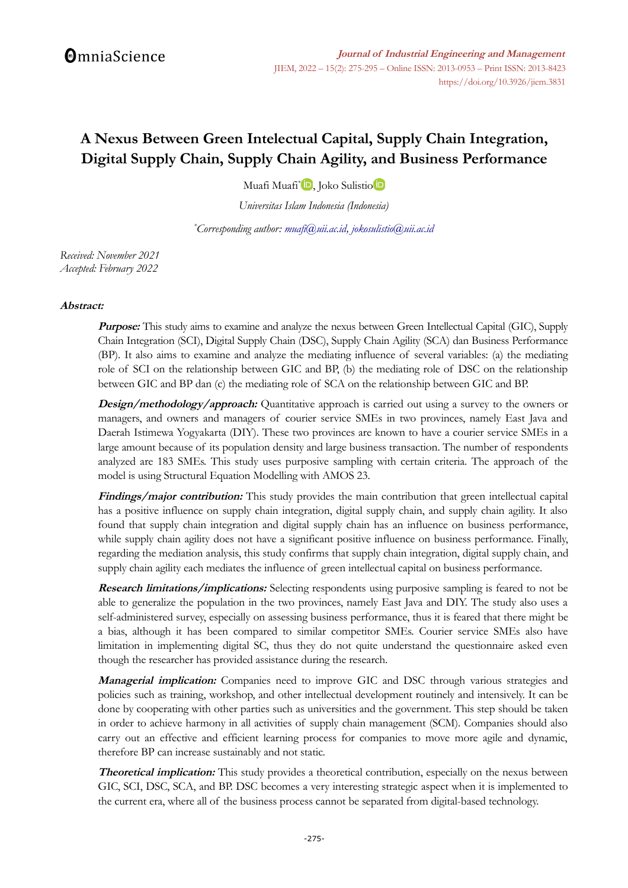# A Nexus Between Green Intelectual Capital, Supply Chain Integration, Digital Supply Chain, Supply Chain Agility, and Business Performance

Muafi Muafi*, Joko Sulistio

*Universitas Islam Indonesia (Indonesia)*

*Corresponding author: muafi@uii.ac.id, jokosulistio@uii.ac.id

*Received: November 2021*
*Accepted: February 2022*

**Abstract:**

***Purpose:*** This study aims to examine and analyze the nexus between Green Intellectual Capital (GIC), Supply Chain Integration (SCI), Digital Supply Chain (DSC), Supply Chain Agility (SCA) dan Business Performance (BP). It also aims to examine and analyze the mediating influence of several variables: (a) the mediating role of SCI on the relationship between GIC and BP, (b) the mediating role of DSC on the relationship between GIC and BP dan (c) the mediating role of SCA on the relationship between GIC and BP.

***Design/methodology/approach:*** Quantitative approach is carried out using a survey to the owners or managers, and owners and managers of courier service SMEs in two provinces, namely East Java and Daerah Istimewa Yogyakarta (DIY). These two provinces are known to have a courier service SMEs in a large amount because of its population density and large business transaction. The number of respondents analyzed are 183 SMEs. This study uses purposive sampling with certain criteria. The approach of the model is using Structural Equation Modelling with AMOS 23.

***Findings/major contribution:*** This study provides the main contribution that green intellectual capital has a positive influence on supply chain integration, digital supply chain, and supply chain agility. It also found that supply chain integration and digital supply chain has an influence on business performance, while supply chain agility does not have a significant positive influence on business performance. Finally, regarding the mediation analysis, this study confirms that supply chain integration, digital supply chain, and supply chain agility each mediates the influence of green intellectual capital on business performance.

***Research limitations/implications:*** Selecting respondents using purposive sampling is feared to not be able to generalize the population in the two provinces, namely East Java and DIY. The study also uses a self-administered survey, especially on assessing business performance, thus it is feared that there might be a bias, although it has been compared to similar competitor SMEs. Courier service SMEs also have limitation in implementing digital SC, thus they do not quite understand the questionnaire asked even though the researcher has provided assistance during the research.

***Managerial implication:*** Companies need to improve GIC and DSC through various strategies and policies such as training, workshop, and other intellectual development routinely and intensively. It can be done by cooperating with other parties such as universities and the government. This step should be taken in order to achieve harmony in all activities of supply chain management (SCM). Companies should also carry out an effective and efficient learning process for companies to move more agile and dynamic, therefore BP can increase sustainably and not static.

***Theoretical implication:*** This study provides a theoretical contribution, especially on the nexus between GIC, SCI, DSC, SCA, and BP. DSC becomes a very interesting strategic aspect when it is implemented to the current era, where all of the business process cannot be separated from digital-based technology.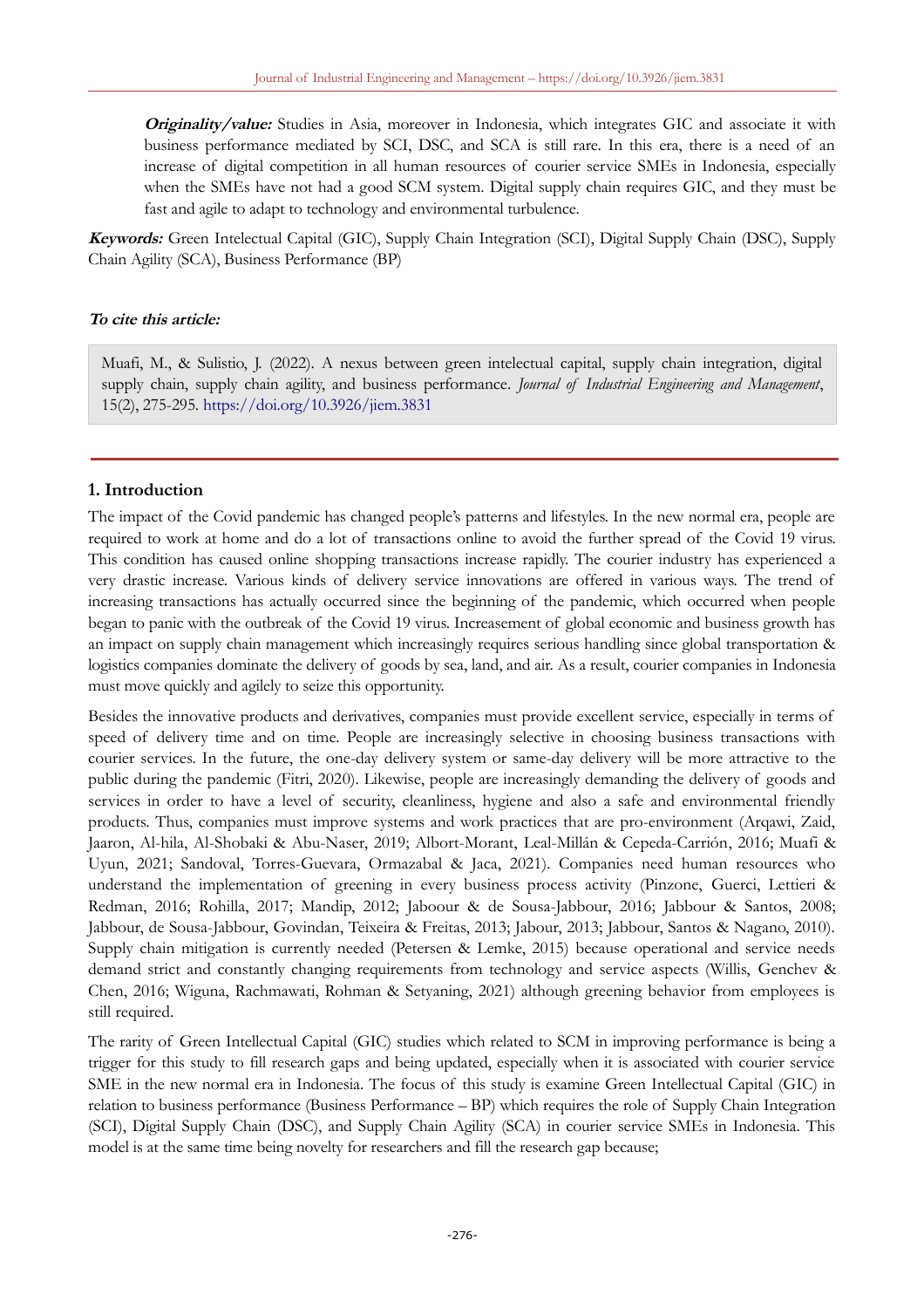**Originality/value:** Studies in Asia, moreover in Indonesia, which integrates GIC and associate it with business performance mediated by SCI, DSC, and SCA is still rare. In this era, there is a need of an increase of digital competition in all human resources of courier service SMEs in Indonesia, especially when the SMEs have not had a good SCM system. Digital supply chain requires GIC, and they must be fast and agile to adapt to technology and environmental turbulence.

**Keywords:** Green Intelectual Capital (GIC), Supply Chain Integration (SCI), Digital Supply Chain (DSC), Supply Chain Agility (SCA), Business Performance (BP)

**To cite this article:**

Muafi, M., & Sulistio, J. (2022). A nexus between green intelectual capital, supply chain integration, digital supply chain, supply chain agility, and business performance. *Journal of Industrial Engineering and Management*, 15(2), 275-295. https://doi.org/10.3926/jiem.3831

## 1. Introduction

The impact of the Covid pandemic has changed people's patterns and lifestyles. In the new normal era, people are required to work at home and do a lot of transactions online to avoid the further spread of the Covid 19 virus. This condition has caused online shopping transactions increase rapidly. The courier industry has experienced a very drastic increase. Various kinds of delivery service innovations are offered in various ways. The trend of increasing transactions has actually occurred since the beginning of the pandemic, which occurred when people began to panic with the outbreak of the Covid 19 virus. Increasement of global economic and business growth has an impact on supply chain management which increasingly requires serious handling since global transportation & logistics companies dominate the delivery of goods by sea, land, and air. As a result, courier companies in Indonesia must move quickly and agilely to seize this opportunity.

Besides the innovative products and derivatives, companies must provide excellent service, especially in terms of speed of delivery time and on time. People are increasingly selective in choosing business transactions with courier services. In the future, the one-day delivery system or same-day delivery will be more attractive to the public during the pandemic (Fitri, 2020). Likewise, people are increasingly demanding the delivery of goods and services in order to have a level of security, cleanliness, hygiene and also a safe and environmental friendly products. Thus, companies must improve systems and work practices that are pro-environment (Arqawi, Zaid, Jaaron, Al-hila, Al-Shobaki & Abu-Naser, 2019; Albort-Morant, Leal-Millán & Cepeda-Carrión, 2016; Muafi & Uyun, 2021; Sandoval, Torres-Guevara, Ormazabal & Jaca, 2021). Companies need human resources who understand the implementation of greening in every business process activity (Pinzone, Guerci, Lettieri & Redman, 2016; Rohilla, 2017; Mandip, 2012; Jaboour & de Sousa-Jabbour, 2016; Jabbour & Santos, 2008; Jabbour, de Sousa-Jabbour, Govindan, Teixeira & Freitas, 2013; Jabour, 2013; Jabbour, Santos & Nagano, 2010). Supply chain mitigation is currently needed (Petersen & Lemke, 2015) because operational and service needs demand strict and constantly changing requirements from technology and service aspects (Willis, Genchev & Chen, 2016; Wiguna, Rachmawati, Rohman & Setyaning, 2021) although greening behavior from employees is still required.

The rarity of Green Intellectual Capital (GIC) studies which related to SCM in improving performance is being a trigger for this study to fill research gaps and being updated, especially when it is associated with courier service SME in the new normal era in Indonesia. The focus of this study is examine Green Intellectual Capital (GIC) in relation to business performance (Business Performance – BP) which requires the role of Supply Chain Integration (SCI), Digital Supply Chain (DSC), and Supply Chain Agility (SCA) in courier service SMEs in Indonesia. This model is at the same time being novelty for researchers and fill the research gap because;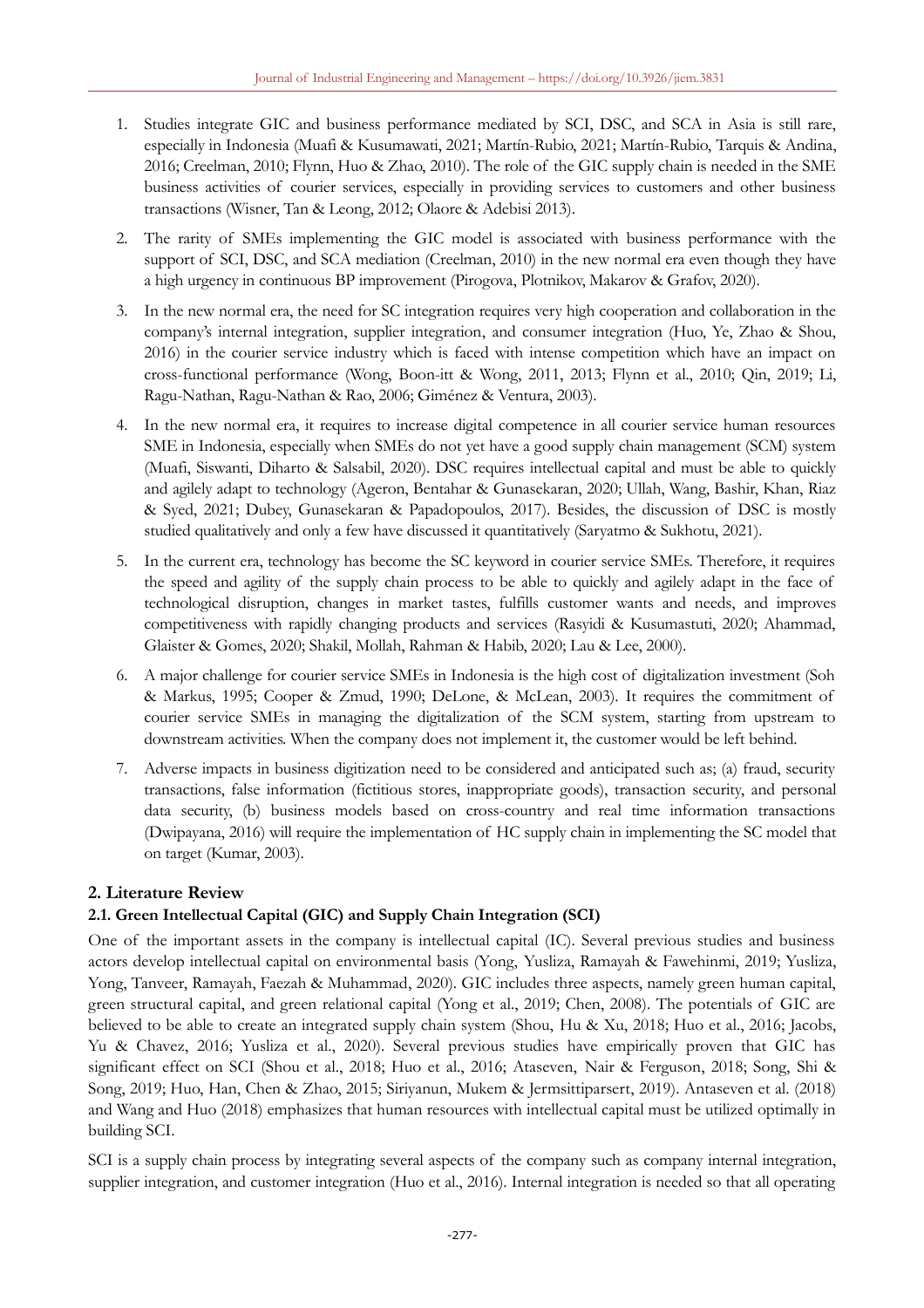1. Studies integrate GIC and business performance mediated by SCI, DSC, and SCA in Asia is still rare, especially in Indonesia (Muafi & Kusumawati, 2021; Martín-Rubio, 2021; Martín-Rubio, Tarquis & Andina, 2016; Creelman, 2010; Flynn, Huo & Zhao, 2010). The role of the GIC supply chain is needed in the SME business activities of courier services, especially in providing services to customers and other business transactions (Wisner, Tan & Leong, 2012; Olaore & Adebisi 2013).
2. The rarity of SMEs implementing the GIC model is associated with business performance with the support of SCI, DSC, and SCA mediation (Creelman, 2010) in the new normal era even though they have a high urgency in continuous BP improvement (Pirogova, Plotnikov, Makarov & Grafov, 2020).
3. In the new normal era, the need for SC integration requires very high cooperation and collaboration in the company's internal integration, supplier integration, and consumer integration (Huo, Ye, Zhao & Shou, 2016) in the courier service industry which is faced with intense competition which have an impact on cross-functional performance (Wong, Boon-itt & Wong, 2011, 2013; Flynn et al., 2010; Qin, 2019; Li, Ragu-Nathan, Ragu-Nathan & Rao, 2006; Giménez & Ventura, 2003).
4. In the new normal era, it requires to increase digital competence in all courier service human resources SME in Indonesia, especially when SMEs do not yet have a good supply chain management (SCM) system (Muafi, Siswanti, Diharto & Salsabil, 2020). DSC requires intellectual capital and must be able to quickly and agilely adapt to technology (Ageron, Bentahar & Gunasekaran, 2020; Ullah, Wang, Bashir, Khan, Riaz & Syed, 2021; Dubey, Gunasekaran & Papadopoulos, 2017). Besides, the discussion of DSC is mostly studied qualitatively and only a few have discussed it quantitatively (Saryatmo & Sukhotu, 2021).
5. In the current era, technology has become the SC keyword in courier service SMEs. Therefore, it requires the speed and agility of the supply chain process to be able to quickly and agilely adapt in the face of technological disruption, changes in market tastes, fulfills customer wants and needs, and improves competitiveness with rapidly changing products and services (Rasyidi & Kusumastuti, 2020; Ahammad, Glaister & Gomes, 2020; Shakil, Mollah, Rahman & Habib, 2020; Lau & Lee, 2000).
6. A major challenge for courier service SMEs in Indonesia is the high cost of digitalization investment (Soh & Markus, 1995; Cooper & Zmud, 1990; DeLone, & McLean, 2003). It requires the commitment of courier service SMEs in managing the digitalization of the SCM system, starting from upstream to downstream activities. When the company does not implement it, the customer would be left behind.
7. Adverse impacts in business digitization need to be considered and anticipated such as; (a) fraud, security transactions, false information (fictitious stores, inappropriate goods), transaction security, and personal data security, (b) business models based on cross-country and real time information transactions (Dwipayana, 2016) will require the implementation of HC supply chain in implementing the SC model that on target (Kumar, 2003).

## 2. Literature Review

### 2.1. Green Intellectual Capital (GIC) and Supply Chain Integration (SCI)

One of the important assets in the company is intellectual capital (IC). Several previous studies and business actors develop intellectual capital on environmental basis (Yong, Yusliza, Ramayah & Fawehinmi, 2019; Yusliza, Yong, Tanveer, Ramayah, Faezah & Muhammad, 2020). GIC includes three aspects, namely green human capital, green structural capital, and green relational capital (Yong et al., 2019; Chen, 2008). The potentials of GIC are believed to be able to create an integrated supply chain system (Shou, Hu & Xu, 2018; Huo et al., 2016; Jacobs, Yu & Chavez, 2016; Yusliza et al., 2020). Several previous studies have empirically proven that GIC has significant effect on SCI (Shou et al., 2018; Huo et al., 2016; Ataseven, Nair & Ferguson, 2018; Song, Shi & Song, 2019; Huo, Han, Chen & Zhao, 2015; Siriyanun, Mukem & Jermsittiparsert, 2019). Antaseven et al. (2018) and Wang and Huo (2018) emphasizes that human resources with intellectual capital must be utilized optimally in building SCI.

SCI is a supply chain process by integrating several aspects of the company such as company internal integration, supplier integration, and customer integration (Huo et al., 2016). Internal integration is needed so that all operating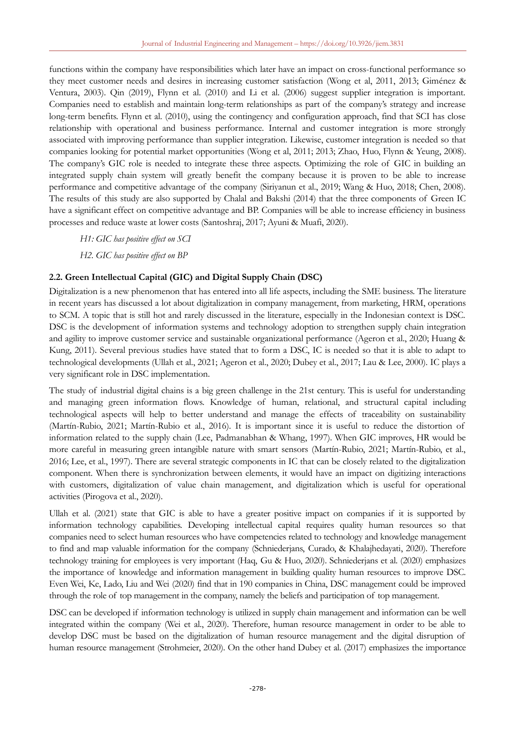functions within the company have responsibilities which later have an impact on cross-functional performance so they meet customer needs and desires in increasing customer satisfaction (Wong et al, 2011, 2013; Giménez & Ventura, 2003). Qin (2019), Flynn et al. (2010) and Li et al. (2006) suggest supplier integration is important. Companies need to establish and maintain long-term relationships as part of the company's strategy and increase long-term benefits. Flynn et al. (2010), using the contingency and configuration approach, find that SCI has close relationship with operational and business performance. Internal and customer integration is more strongly associated with improving performance than supplier integration. Likewise, customer integration is needed so that companies looking for potential market opportunities (Wong et al, 2011; 2013; Zhao, Huo, Flynn & Yeung, 2008). The company's GIC role is needed to integrate these three aspects. Optimizing the role of GIC in building an integrated supply chain system will greatly benefit the company because it is proven to be able to increase performance and competitive advantage of the company (Siriyanun et al., 2019; Wang & Huo, 2018; Chen, 2008). The results of this study are also supported by Chalal and Bakshi (2014) that the three components of Green IC have a significant effect on competitive advantage and BP. Companies will be able to increase efficiency in business processes and reduce waste at lower costs (Santoshraj, 2017; Ayuni & Muafi, 2020).

*H1: GIC has positive effect on SCI*

*H2. GIC has positive effect on BP*

## 2.2. Green Intellectual Capital (GIC) and Digital Supply Chain (DSC)

Digitalization is a new phenomenon that has entered into all life aspects, including the SME business. The literature in recent years has discussed a lot about digitalization in company management, from marketing, HRM, operations to SCM. A topic that is still hot and rarely discussed in the literature, especially in the Indonesian context is DSC. DSC is the development of information systems and technology adoption to strengthen supply chain integration and agility to improve customer service and sustainable organizational performance (Ageron et al., 2020; Huang & Kung, 2011). Several previous studies have stated that to form a DSC, IC is needed so that it is able to adapt to technological developments (Ullah et al., 2021; Ageron et al., 2020; Dubey et al., 2017; Lau & Lee, 2000). IC plays a very significant role in DSC implementation.

The study of industrial digital chains is a big green challenge in the 21st century. This is useful for understanding and managing green information flows. Knowledge of human, relational, and structural capital including technological aspects will help to better understand and manage the effects of traceability on sustainability (Martín-Rubio, 2021; Martín-Rubio et al., 2016). It is important since it is useful to reduce the distortion of information related to the supply chain (Lee, Padmanabhan & Whang, 1997). When GIC improves, HR would be more careful in measuring green intangible nature with smart sensors (Martín-Rubio, 2021; Martín-Rubio, et al., 2016; Lee, et al., 1997). There are several strategic components in IC that can be closely related to the digitalization component. When there is synchronization between elements, it would have an impact on digitizing interactions with customers, digitalization of value chain management, and digitalization which is useful for operational activities (Pirogova et al., 2020).

Ullah et al. (2021) state that GIC is able to have a greater positive impact on companies if it is supported by information technology capabilities. Developing intellectual capital requires quality human resources so that companies need to select human resources who have competencies related to technology and knowledge management to find and map valuable information for the company (Schniederjans, Curado, & Khalajhedayati, 2020). Therefore technology training for employees is very important (Haq, Gu & Huo, 2020). Schniederjans et al. (2020) emphasizes the importance of knowledge and information management in building quality human resources to improve DSC. Even Wei, Ke, Lado, Liu and Wei (2020) find that in 190 companies in China, DSC management could be improved through the role of top management in the company, namely the beliefs and participation of top management.

DSC can be developed if information technology is utilized in supply chain management and information can be well integrated within the company (Wei et al., 2020). Therefore, human resource management in order to be able to develop DSC must be based on the digitalization of human resource management and the digital disruption of human resource management (Strohmeier, 2020). On the other hand Dubey et al. (2017) emphasizes the importance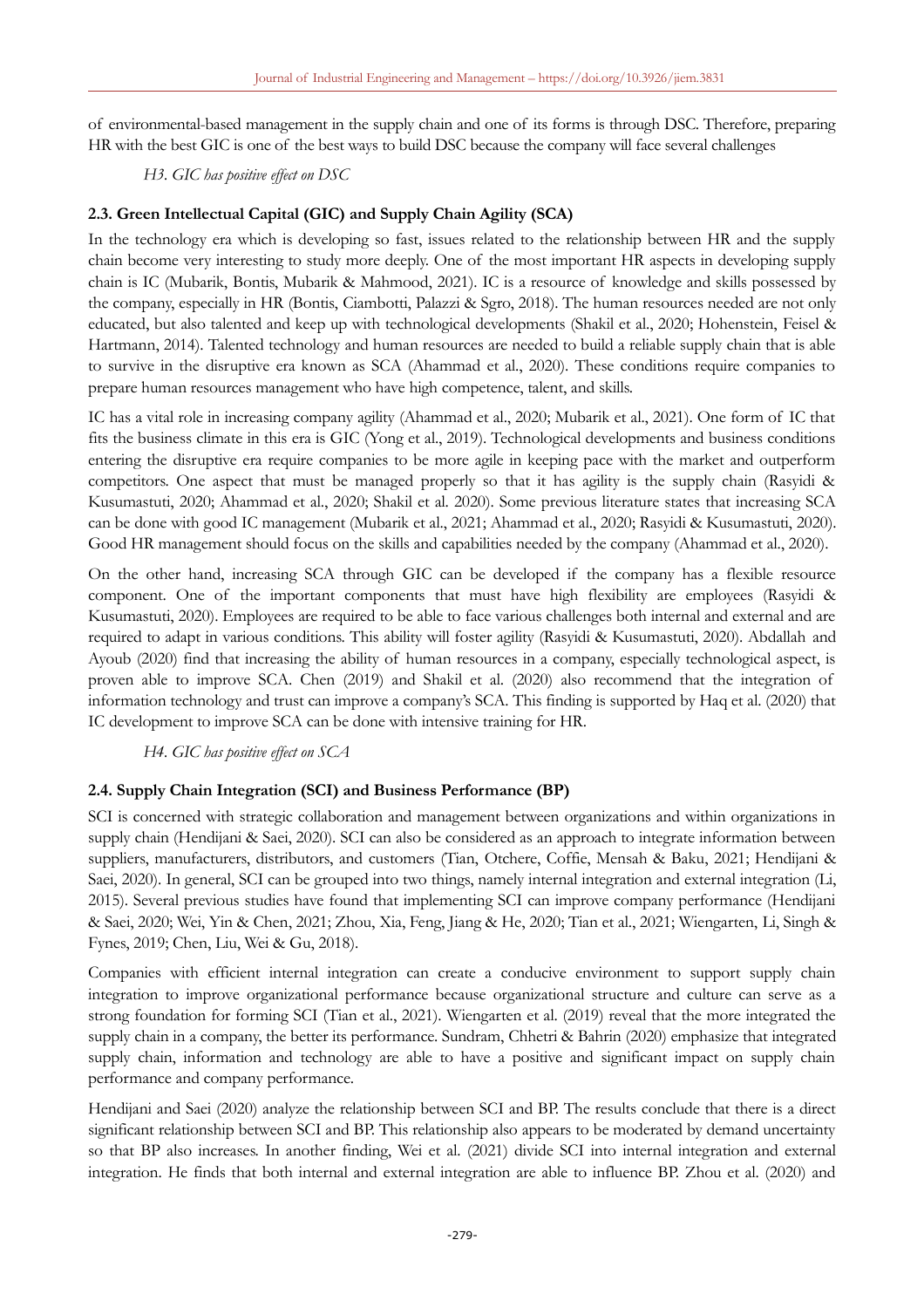of environmental-based management in the supply chain and one of its forms is through DSC. Therefore, preparing HR with the best GIC is one of the best ways to build DSC because the company will face several challenges

*H3. GIC has positive effect on DSC*

### 2.3. Green Intellectual Capital (GIC) and Supply Chain Agility (SCA)

In the technology era which is developing so fast, issues related to the relationship between HR and the supply chain become very interesting to study more deeply. One of the most important HR aspects in developing supply chain is IC (Mubarik, Bontis, Mubarik & Mahmood, 2021). IC is a resource of knowledge and skills possessed by the company, especially in HR (Bontis, Ciambotti, Palazzi & Sgro, 2018). The human resources needed are not only educated, but also talented and keep up with technological developments (Shakil et al., 2020; Hohenstein, Feisel & Hartmann, 2014). Talented technology and human resources are needed to build a reliable supply chain that is able to survive in the disruptive era known as SCA (Ahammad et al., 2020). These conditions require companies to prepare human resources management who have high competence, talent, and skills.

IC has a vital role in increasing company agility (Ahammad et al., 2020; Mubarik et al., 2021). One form of IC that fits the business climate in this era is GIC (Yong et al., 2019). Technological developments and business conditions entering the disruptive era require companies to be more agile in keeping pace with the market and outperform competitors. One aspect that must be managed properly so that it has agility is the supply chain (Rasyidi & Kusumastuti, 2020; Ahammad et al., 2020; Shakil et al. 2020). Some previous literature states that increasing SCA can be done with good IC management (Mubarik et al., 2021; Ahammad et al., 2020; Rasyidi & Kusumastuti, 2020). Good HR management should focus on the skills and capabilities needed by the company (Ahammad et al., 2020).

On the other hand, increasing SCA through GIC can be developed if the company has a flexible resource component. One of the important components that must have high flexibility are employees (Rasyidi & Kusumastuti, 2020). Employees are required to be able to face various challenges both internal and external and are required to adapt in various conditions. This ability will foster agility (Rasyidi & Kusumastuti, 2020). Abdallah and Ayoub (2020) find that increasing the ability of human resources in a company, especially technological aspect, is proven able to improve SCA. Chen (2019) and Shakil et al. (2020) also recommend that the integration of information technology and trust can improve a company's SCA. This finding is supported by Haq et al. (2020) that IC development to improve SCA can be done with intensive training for HR.

*H4. GIC has positive effect on SCA*

### 2.4. Supply Chain Integration (SCI) and Business Performance (BP)

SCI is concerned with strategic collaboration and management between organizations and within organizations in supply chain (Hendijani & Saei, 2020). SCI can also be considered as an approach to integrate information between suppliers, manufacturers, distributors, and customers (Tian, Otchere, Coffie, Mensah & Baku, 2021; Hendijani & Saei, 2020). In general, SCI can be grouped into two things, namely internal integration and external integration (Li, 2015). Several previous studies have found that implementing SCI can improve company performance (Hendijani & Saei, 2020; Wei, Yin & Chen, 2021; Zhou, Xia, Feng, Jiang & He, 2020; Tian et al., 2021; Wiengarten, Li, Singh & Fynes, 2019; Chen, Liu, Wei & Gu, 2018).

Companies with efficient internal integration can create a conducive environment to support supply chain integration to improve organizational performance because organizational structure and culture can serve as a strong foundation for forming SCI (Tian et al., 2021). Wiengarten et al. (2019) reveal that the more integrated the supply chain in a company, the better its performance. Sundram, Chhetri & Bahrin (2020) emphasize that integrated supply chain, information and technology are able to have a positive and significant impact on supply chain performance and company performance.

Hendijani and Saei (2020) analyze the relationship between SCI and BP. The results conclude that there is a direct significant relationship between SCI and BP. This relationship also appears to be moderated by demand uncertainty so that BP also increases. In another finding, Wei et al. (2021) divide SCI into internal integration and external integration. He finds that both internal and external integration are able to influence BP. Zhou et al. (2020) and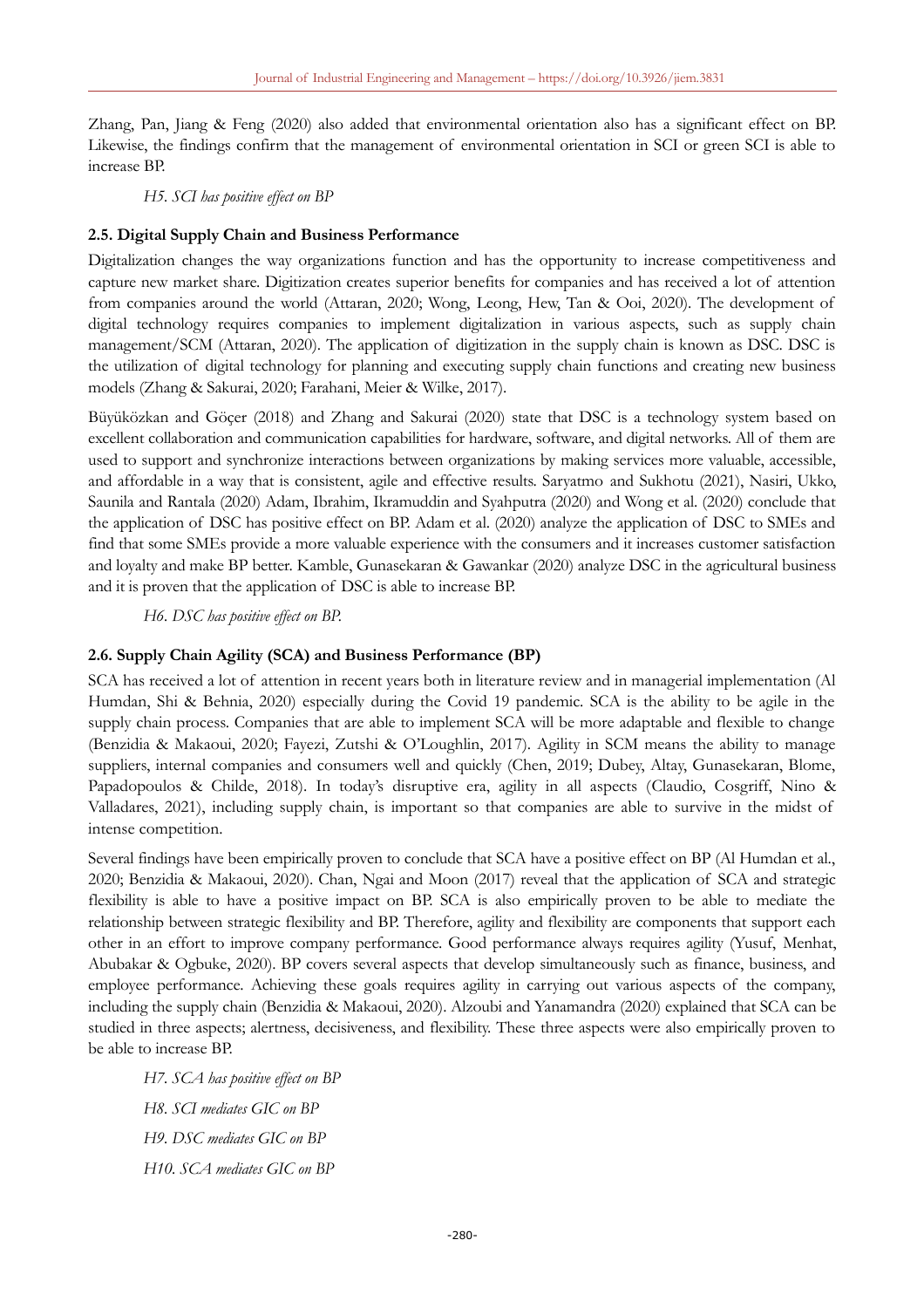Zhang, Pan, Jiang & Feng (2020) also added that environmental orientation also has a significant effect on BP. Likewise, the findings confirm that the management of environmental orientation in SCI or green SCI is able to increase BP.

*H5. SCI has positive effect on BP*

### 2.5. Digital Supply Chain and Business Performance

Digitalization changes the way organizations function and has the opportunity to increase competitiveness and capture new market share. Digitization creates superior benefits for companies and has received a lot of attention from companies around the world (Attaran, 2020; Wong, Leong, Hew, Tan & Ooi, 2020). The development of digital technology requires companies to implement digitalization in various aspects, such as supply chain management/SCM (Attaran, 2020). The application of digitization in the supply chain is known as DSC. DSC is the utilization of digital technology for planning and executing supply chain functions and creating new business models (Zhang & Sakurai, 2020; Farahani, Meier & Wilke, 2017).

Büyüközkan and Göçer (2018) and Zhang and Sakurai (2020) state that DSC is a technology system based on excellent collaboration and communication capabilities for hardware, software, and digital networks. All of them are used to support and synchronize interactions between organizations by making services more valuable, accessible, and affordable in a way that is consistent, agile and effective results. Saryatmo and Sukhotu (2021), Nasiri, Ukko, Saunila and Rantala (2020) Adam, Ibrahim, Ikramuddin and Syahputra (2020) and Wong et al. (2020) conclude that the application of DSC has positive effect on BP. Adam et al. (2020) analyze the application of DSC to SMEs and find that some SMEs provide a more valuable experience with the consumers and it increases customer satisfaction and loyalty and make BP better. Kamble, Gunasekaran & Gawankar (2020) analyze DSC in the agricultural business and it is proven that the application of DSC is able to increase BP.

*H6. DSC has positive effect on BP.*

### 2.6. Supply Chain Agility (SCA) and Business Performance (BP)

SCA has received a lot of attention in recent years both in literature review and in managerial implementation (Al Humdan, Shi & Behnia, 2020) especially during the Covid 19 pandemic. SCA is the ability to be agile in the supply chain process. Companies that are able to implement SCA will be more adaptable and flexible to change (Benzidia & Makaoui, 2020; Fayezi, Zutshi & O'Loughlin, 2017). Agility in SCM means the ability to manage suppliers, internal companies and consumers well and quickly (Chen, 2019; Dubey, Altay, Gunasekaran, Blome, Papadopoulos & Childe, 2018). In today's disruptive era, agility in all aspects (Claudio, Cosgriff, Nino & Valladares, 2021), including supply chain, is important so that companies are able to survive in the midst of intense competition.

Several findings have been empirically proven to conclude that SCA have a positive effect on BP (Al Humdan et al., 2020; Benzidia & Makaoui, 2020). Chan, Ngai and Moon (2017) reveal that the application of SCA and strategic flexibility is able to have a positive impact on BP. SCA is also empirically proven to be able to mediate the relationship between strategic flexibility and BP. Therefore, agility and flexibility are components that support each other in an effort to improve company performance. Good performance always requires agility (Yusuf, Menhat, Abubakar & Ogbuke, 2020). BP covers several aspects that develop simultaneously such as finance, business, and employee performance. Achieving these goals requires agility in carrying out various aspects of the company, including the supply chain (Benzidia & Makaoui, 2020). Alzoubi and Yanamandra (2020) explained that SCA can be studied in three aspects; alertness, decisiveness, and flexibility. These three aspects were also empirically proven to be able to increase BP.

*H7. SCA has positive effect on BP*

*H8. SCI mediates GIC on BP*

*H9. DSC mediates GIC on BP*

*H10. SCA mediates GIC on BP*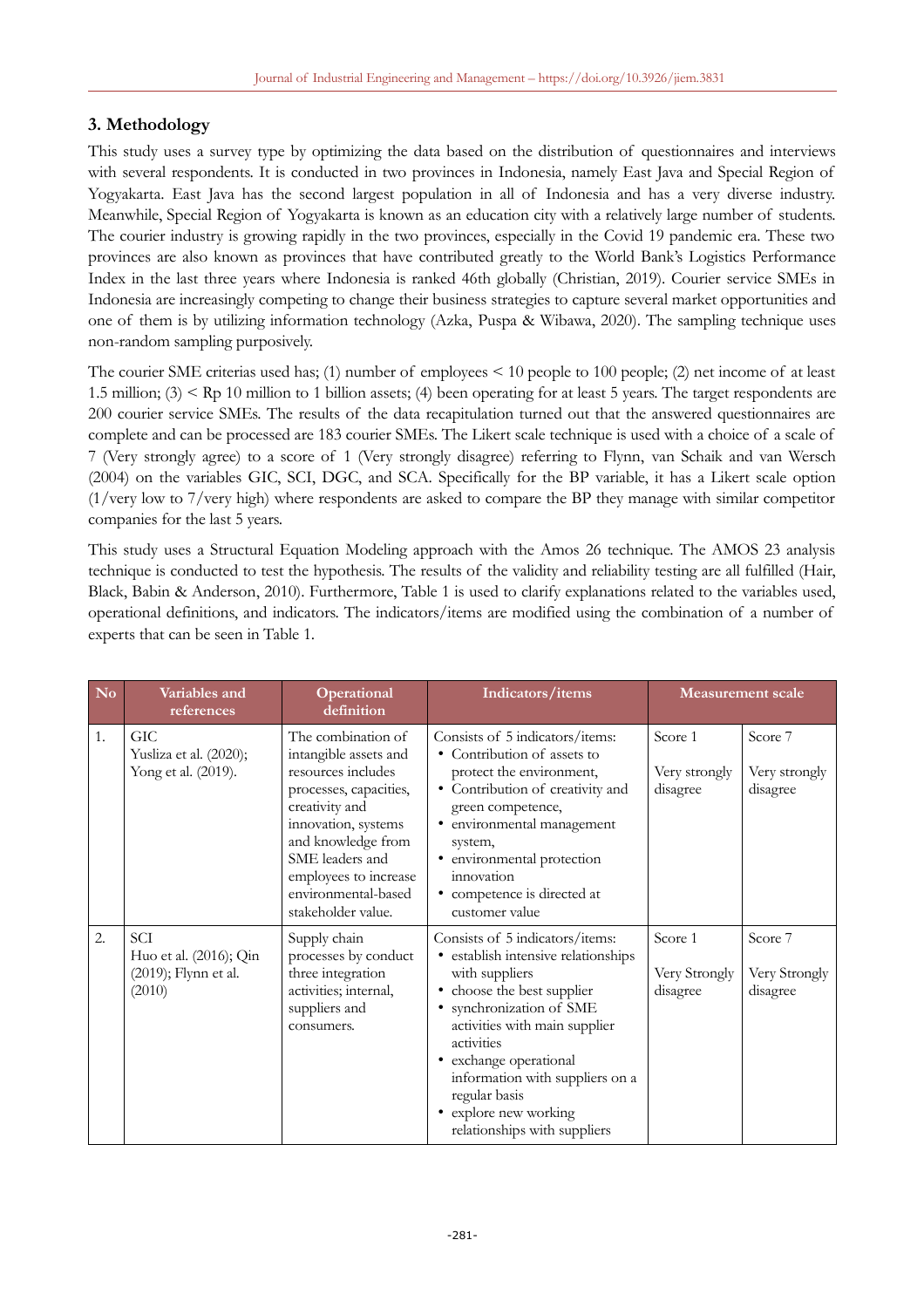## 3. Methodology

This study uses a survey type by optimizing the data based on the distribution of questionnaires and interviews with several respondents. It is conducted in two provinces in Indonesia, namely East Java and Special Region of Yogyakarta. East Java has the second largest population in all of Indonesia and has a very diverse industry. Meanwhile, Special Region of Yogyakarta is known as an education city with a relatively large number of students. The courier industry is growing rapidly in the two provinces, especially in the Covid 19 pandemic era. These two provinces are also known as provinces that have contributed greatly to the World Bank's Logistics Performance Index in the last three years where Indonesia is ranked 46th globally (Christian, 2019). Courier service SMEs in Indonesia are increasingly competing to change their business strategies to capture several market opportunities and one of them is by utilizing information technology (Azka, Puspa & Wibawa, 2020). The sampling technique uses non-random sampling purposively.

The courier SME criterias used has; (1) number of employees < 10 people to 100 people; (2) net income of at least 1.5 million; (3) < Rp 10 million to 1 billion assets; (4) been operating for at least 5 years. The target respondents are 200 courier service SMEs. The results of the data recapitulation turned out that the answered questionnaires are complete and can be processed are 183 courier SMEs. The Likert scale technique is used with a choice of a scale of 7 (Very strongly agree) to a score of 1 (Very strongly disagree) referring to Flynn, van Schaik and van Wersch (2004) on the variables GIC, SCI, DGC, and SCA. Specifically for the BP variable, it has a Likert scale option (1/very low to 7/very high) where respondents are asked to compare the BP they manage with similar competitor companies for the last 5 years.

This study uses a Structural Equation Modeling approach with the Amos 26 technique. The AMOS 23 analysis technique is conducted to test the hypothesis. The results of the validity and reliability testing are all fulfilled (Hair, Black, Babin & Anderson, 2010). Furthermore, Table 1 is used to clarify explanations related to the variables used, operational definitions, and indicators. The indicators/items are modified using the combination of a number of experts that can be seen in Table 1.

| No | Variables and references | Operational definition | Indicators/items | Measurement scale | |
|---|---|---|---|---|---|
| 1. | GIC<br>Yusliza et al. (2020); Yong et al. (2019). | The combination of intangible assets and resources includes processes, capacities, creativity and innovation, systems and knowledge from SME leaders and employees to increase environmental-based stakeholder value. | Consists of 5 indicators/items:<br>• Contribution of assets to protect the environment,<br>• Contribution of creativity and green competence,<br>• environmental management system,<br>• environmental protection innovation<br>• competence is directed at customer value | Score 1<br><br>Very strongly disagree | Score 7<br><br>Very strongly disagree |
| 2. | SCI<br>Huo et al. (2016); Qin (2019); Flynn et al. (2010) | Supply chain processes by conduct three integration activities; internal, suppliers and consumers. | Consists of 5 indicators/items:<br>• establish intensive relationships with suppliers<br>• choose the best supplier<br>• synchronization of SME activities with main supplier activities<br>• exchange operational information with suppliers on a regular basis<br>• explore new working relationships with suppliers | Score 1<br><br>Very Strongly disagree | Score 7<br><br>Very Strongly disagree |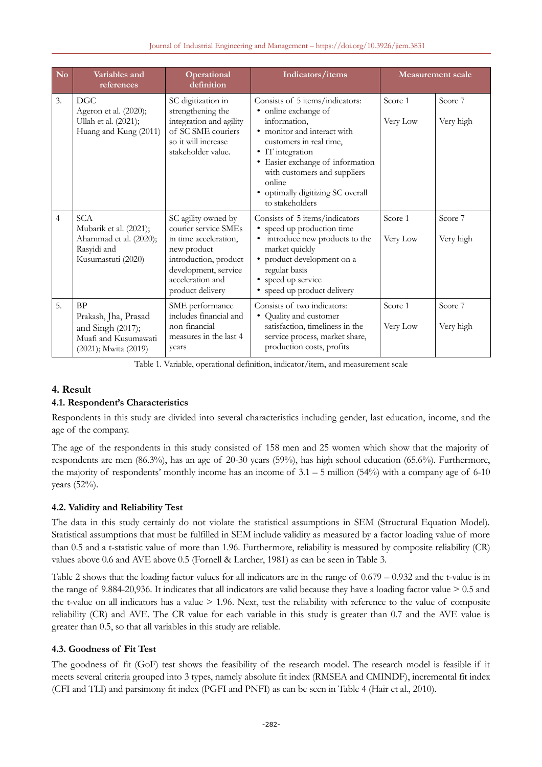| No | Variables and references | Operational definition | Indicators/items | Measurement scale | |
|---|---|---|---|---|---|
| 3. | DGC<br>Ageron et al. (2020); Ullah et al. (2021); Huang and Kung (2011) | SC digitization in strengthening the integration and agility of SC SME couriers so it will increase stakeholder value. | Consists of 5 items/indicators:<br>• online exchange of information,<br>• monitor and interact with customers in real time,<br>• IT integration<br>• Easier exchange of information with customers and suppliers online<br>• optimally digitizing SC overall to stakeholders | Score 1<br><br>Very Low | Score 7<br><br>Very high |
| 4 | SCA<br>Mubarik et al. (2021); Ahammad et al. (2020); Rasyidi and Kusumastuti (2020) | SC agility owned by courier service SMEs in time acceleration, new product introduction, product development, service acceleration and product delivery | Consists of 5 items/indicators<br>• speed up production time<br>• introduce new products to the market quickly<br>• product development on a regular basis<br>• speed up service<br>• speed up product delivery | Score 1<br><br>Very Low | Score 7<br><br>Very high |
| 5. | BP<br>Prakash, Jha, Prasad and Singh (2017); Muafi and Kusumawati (2021); Mwita (2019) | SME performance includes financial and non-financial measures in the last 4 years | Consists of two indicators:<br>• Quality and customer satisfaction, timeliness in the service process, market share, production costs, profits | Score 1<br><br>Very Low | Score 7<br><br>Very high |

Table 1. Variable, operational definition, indicator/item, and measurement scale

## 4. Result

### 4.1. Respondent's Characteristics

Respondents in this study are divided into several characteristics including gender, last education, income, and the age of the company.

The age of the respondents in this study consisted of 158 men and 25 women which show that the majority of respondents are men (86.3%), has an age of 20-30 years (59%), has high school education (65.6%). Furthermore, the majority of respondents' monthly income has an income of 3.1 – 5 million (54%) with a company age of 6-10 years (52%).

### 4.2. Validity and Reliability Test

The data in this study certainly do not violate the statistical assumptions in SEM (Structural Equation Model). Statistical assumptions that must be fulfilled in SEM include validity as measured by a factor loading value of more than 0.5 and a t-statistic value of more than 1.96. Furthermore, reliability is measured by composite reliability (CR) values above 0.6 and AVE above 0.5 (Fornell & Larcher, 1981) as can be seen in Table 3.

Table 2 shows that the loading factor values for all indicators are in the range of 0.679 – 0.932 and the t-value is in the range of 9.884-20,936. It indicates that all indicators are valid because they have a loading factor value > 0.5 and the t-value on all indicators has a value > 1.96. Next, test the reliability with reference to the value of composite reliability (CR) and AVE. The CR value for each variable in this study is greater than 0.7 and the AVE value is greater than 0.5, so that all variables in this study are reliable.

### 4.3. Goodness of Fit Test

The goodness of fit (GoF) test shows the feasibility of the research model. The research model is feasible if it meets several criteria grouped into 3 types, namely absolute fit index (RMSEA and CMINDF), incremental fit index (CFI and TLI) and parsimony fit index (PGFI and PNFI) as can be seen in Table 4 (Hair et al., 2010).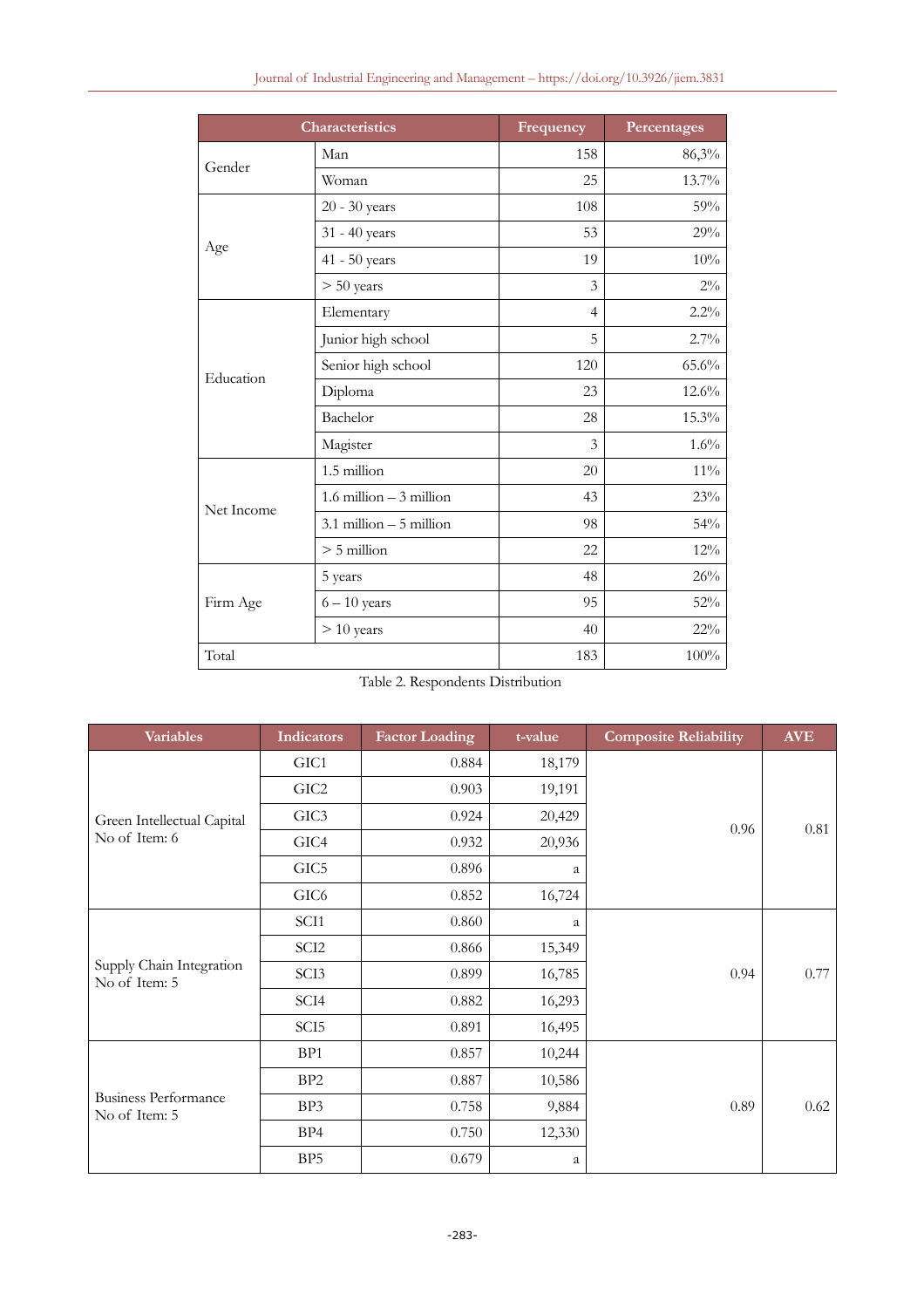| Characteristics | | Frequency | Percentages |
|---|---|---|---|
| Gender | Man | 158 | 86,3% |
| | Woman | 25 | 13.7% |
| Age | 20 - 30 years | 108 | 59% |
| | 31 - 40 years | 53 | 29% |
| | 41 - 50 years | 19 | 10% |
| | > 50 years | 3 | 2% |
| Education | Elementary | 4 | 2.2% |
| | Junior high school | 5 | 2.7% |
| | Senior high school | 120 | 65.6% |
| | Diploma | 23 | 12.6% |
| | Bachelor | 28 | 15.3% |
| | Magister | 3 | 1.6% |
| Net Income | 1.5 million | 20 | 11% |
| | 1.6 million – 3 million | 43 | 23% |
| | 3.1 million – 5 million | 98 | 54% |
| | > 5 million | 22 | 12% |
| Firm Age | 5 years | 48 | 26% |
| | 6 – 10 years | 95 | 52% |
| | > 10 years | 40 | 22% |
| Total | | 183 | 100% |

Table 2. Respondents Distribution

| Variables | Indicators | Factor Loading | t-value | Composite Reliability | AVE |
|---|---|---|---|---|---|
| Green Intellectual Capital No of Item: 6 | GIC1 | 0.884 | 18,179 | 0.96 | 0.81 |
| | GIC2 | 0.903 | 19,191 | | |
| | GIC3 | 0.924 | 20,429 | | |
| | GIC4 | 0.932 | 20,936 | | |
| | GIC5 | 0.896 | a | | |
| | GIC6 | 0.852 | 16,724 | | |
| Supply Chain Integration No of Item: 5 | SCI1 | 0.860 | a | 0.94 | 0.77 |
| | SCI2 | 0.866 | 15,349 | | |
| | SCI3 | 0.899 | 16,785 | | |
| | SCI4 | 0.882 | 16,293 | | |
| | SCI5 | 0.891 | 16,495 | | |
| Business Performance No of Item: 5 | BP1 | 0.857 | 10,244 | 0.89 | 0.62 |
| | BP2 | 0.887 | 10,586 | | |
| | BP3 | 0.758 | 9,884 | | |
| | BP4 | 0.750 | 12,330 | | |
| | BP5 | 0.679 | a | | |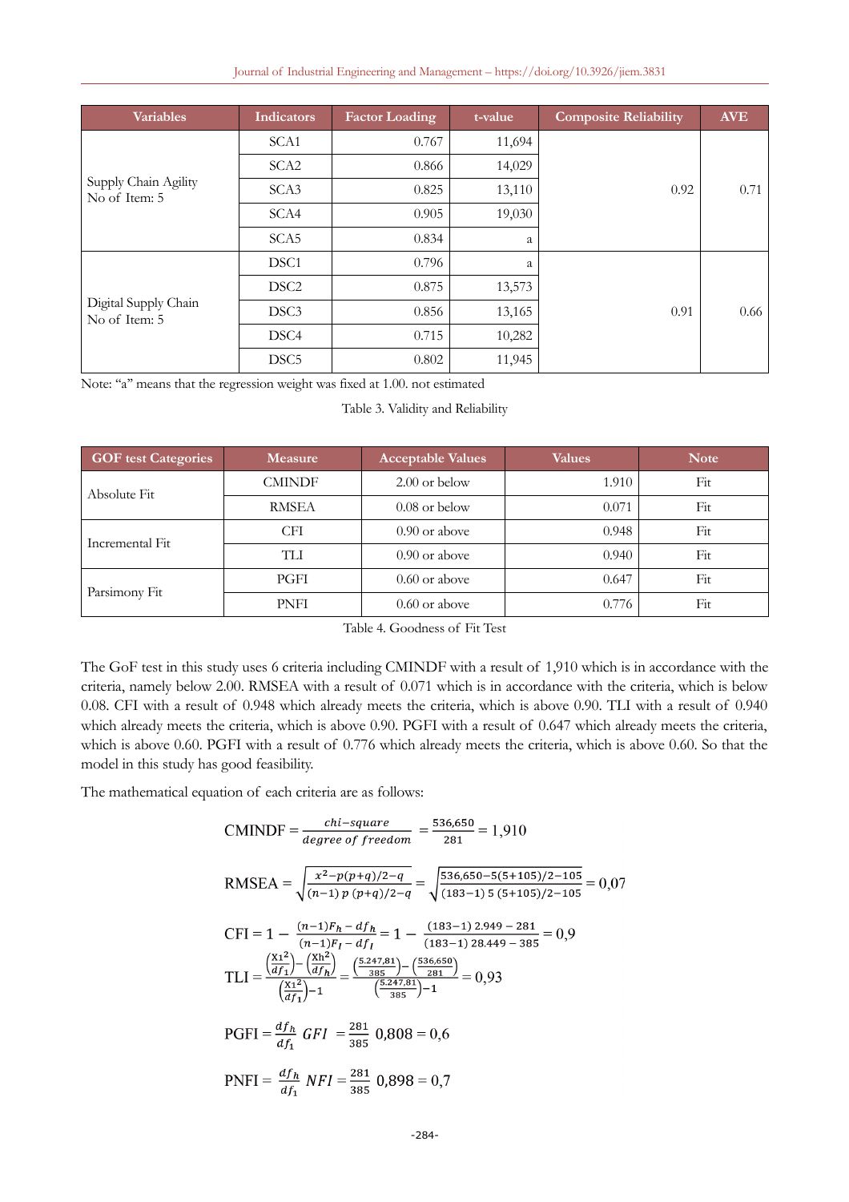| Variables | Indicators | Factor Loading | t-value | Composite Reliability | AVE |
|---|---|---|---|---|---|
| Supply Chain Agility<br>No of Item: 5 | SCA1 | 0.767 | 11,694 | 0.92 | 0.71 |
| | SCA2 | 0.866 | 14,029 | | |
| | SCA3 | 0.825 | 13,110 | | |
| | SCA4 | 0.905 | 19,030 | | |
| | SCA5 | 0.834 | a | | |
| Digital Supply Chain<br>No of Item: 5 | DSC1 | 0.796 | a | 0.91 | 0.66 |
| | DSC2 | 0.875 | 13,573 | | |
| | DSC3 | 0.856 | 13,165 | | |
| | DSC4 | 0.715 | 10,282 | | |
| | DSC5 | 0.802 | 11,945 | | |

Note: "a" means that the regression weight was fixed at 1.00. not estimated

Table 3. Validity and Reliability

| GOF test Categories | Measure | Acceptable Values | Values | Note |
|---|---|---|---|---|
| Absolute Fit | CMINDF | 2.00 or below | 1.910 | Fit |
| | RMSEA | 0.08 or below | 0.071 | Fit |
| Incremental Fit | CFI | 0.90 or above | 0.948 | Fit |
| | TLI | 0.90 or above | 0.940 | Fit |
| Parsimony Fit | PGFI | 0.60 or above | 0.647 | Fit |
| | PNFI | 0.60 or above | 0.776 | Fit |

Table 4. Goodness of Fit Test

The GoF test in this study uses 6 criteria including CMINDF with a result of 1,910 which is in accordance with the criteria, namely below 2.00. RMSEA with a result of 0.071 which is in accordance with the criteria, which is below 0.08. CFI with a result of 0.948 which already meets the criteria, which is above 0.90. TLI with a result of 0.940 which already meets the criteria, which is above 0.90. PGFI with a result of 0.647 which already meets the criteria, which is above 0.60. PGFI with a result of 0.776 which already meets the criteria, which is above 0.60. So that the model in this study has good feasibility.

The mathematical equation of each criteria are as follows:

$$\text{CMINDF} = \frac{chi\text{-}square}{degree\ of\ freedom} = \frac{536{,}650}{281} = 1{,}910$$

$$\text{RMSEA} = \sqrt{\frac{x^2 - p(p+q)/2 - q}{(n-1)\, p\, (p+q)/2 - q}} = \sqrt{\frac{536{,}650 - 5(5+105)/2 - 105}{(183-1)\, 5\, (5+105)/2 - 105}} = 0{,}07$$

$$\text{CFI} = 1 - \frac{(n-1)F_h - df_h}{(n-1)F_I - df_I} = 1 - \frac{(183-1)\, 2.949 - 281}{(183-1)\, 28.449 - 385} = 0{,}9$$

$$\text{TLI} = \frac{\left(\frac{\chi_1^2}{df_1}\right) - \left(\frac{\chi_h^2}{df_h}\right)}{\left(\frac{\chi_1^2}{df_1}\right) - 1} = \frac{\left(\frac{5.247{,}81}{385}\right) - \left(\frac{536{,}650}{281}\right)}{\left(\frac{5.247{,}81}{385}\right) - 1} = 0{,}93$$

$$\text{PGFI} = \frac{df_h}{df_1}\, GFI = \frac{281}{385}\ 0{,}808 = 0{,}6$$

$$\text{PNFI} = \frac{df_h}{df_1}\, NFI = \frac{281}{385}\ 0{,}898 = 0{,}7$$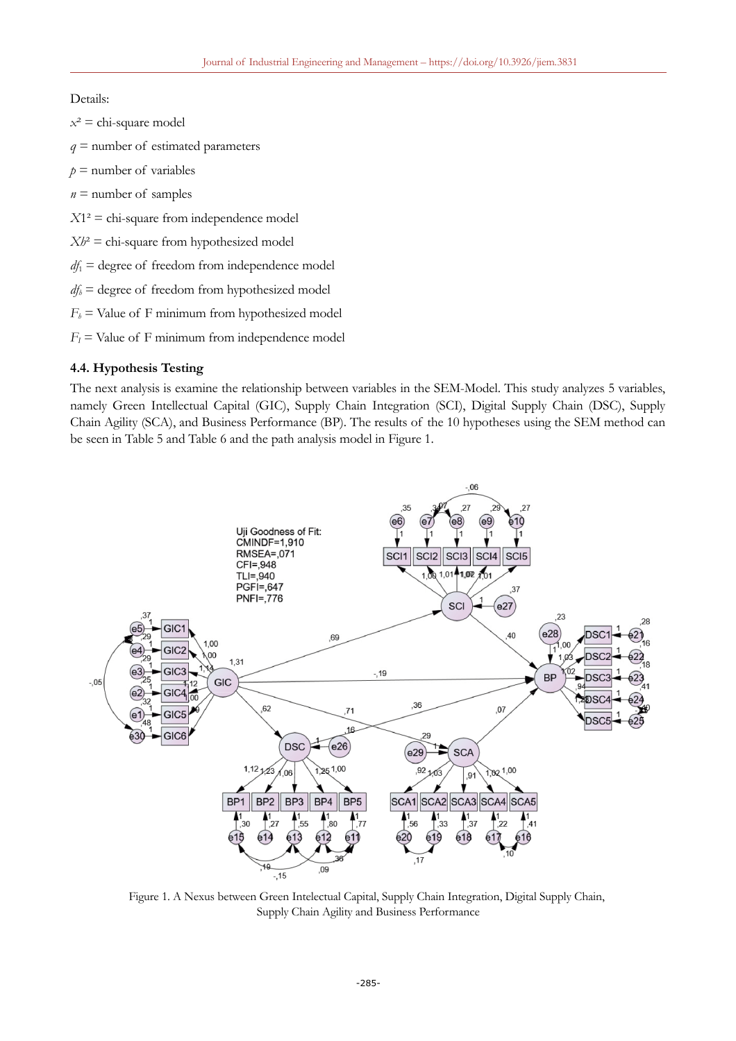Details:

$x^2$ = chi-square model

$q$ = number of estimated parameters

$p$ = number of variables

$n$ = number of samples

$X1^2$ = chi-square from independence model

$Xh^2$ = chi-square from hypothesized model

$df_1$ = degree of freedom from independence model

$df_h$ = degree of freedom from hypothesized model

$F_h$ = Value of F minimum from hypothesized model

$F_I$ = Value of F minimum from independence model

### 4.4. Hypothesis Testing

The next analysis is examine the relationship between variables in the SEM-Model. This study analyzes 5 variables, namely Green Intellectual Capital (GIC), Supply Chain Integration (SCI), Digital Supply Chain (DSC), Supply Chain Agility (SCA), and Business Performance (BP). The results of the 10 hypotheses using the SEM method can be seen in Table 5 and Table 6 and the path analysis model in Figure 1.

Figure 1. A Nexus between Green Intelectual Capital, Supply Chain Integration, Digital Supply Chain, Supply Chain Agility and Business Performance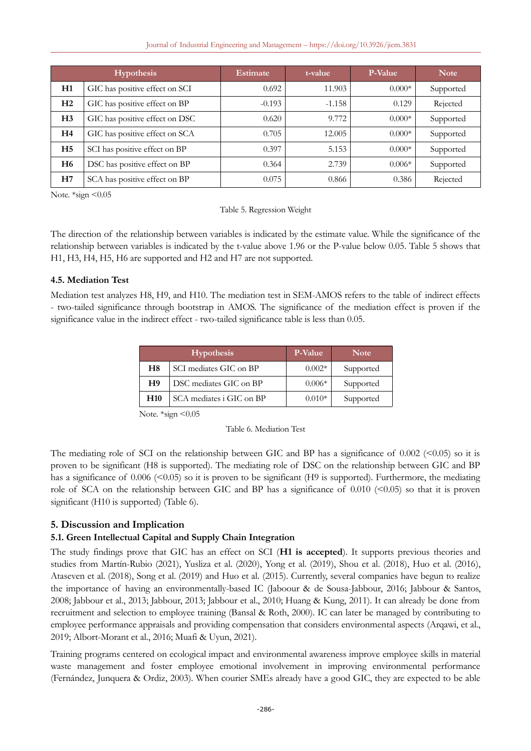| Hypothesis | | Estimate | t-value | P-Value | Note |
|---|---|---|---|---|---|
| **H1** | GIC has positive effect on SCI | 0.692 | 11.903 | 0.000* | Supported |
| **H2** | GIC has positive effect on BP | -0.193 | -1.158 | 0.129 | Rejected |
| **H3** | GIC has positive effect on DSC | 0.620 | 9.772 | 0.000* | Supported |
| **H4** | GIC has positive effect on SCA | 0.705 | 12.005 | 0.000* | Supported |
| **H5** | SCI has positive effect on BP | 0.397 | 5.153 | 0.000* | Supported |
| **H6** | DSC has positive effect on BP | 0.364 | 2.739 | 0.006* | Supported |
| **H7** | SCA has positive effect on BP | 0.075 | 0.866 | 0.386 | Rejected |

Note. *sign <0.05

Table 5. Regression Weight

The direction of the relationship between variables is indicated by the estimate value. While the significance of the relationship between variables is indicated by the t-value above 1.96 or the P-value below 0.05. Table 5 shows that H1, H3, H4, H5, H6 are supported and H2 and H7 are not supported.

### 4.5. Mediation Test

Mediation test analyzes H8, H9, and H10. The mediation test in SEM-AMOS refers to the table of indirect effects - two-tailed significance through bootstrap in AMOS. The significance of the mediation effect is proven if the significance value in the indirect effect - two-tailed significance table is less than 0.05.

| Hypothesis | | P-Value | Note |
|---|---|---|---|
| **H8** | SCI mediates GIC on BP | 0.002* | Supported |
| **H9** | DSC mediates GIC on BP | 0.006* | Supported |
| **H10** | SCA mediates i GIC on BP | 0.010* | Supported |

Note. *sign <0.05

Table 6. Mediation Test

The mediating role of SCI on the relationship between GIC and BP has a significance of 0.002 (<0.05) so it is proven to be significant (H8 is supported). The mediating role of DSC on the relationship between GIC and BP has a significance of 0.006 (<0.05) so it is proven to be significant (H9 is supported). Furthermore, the mediating role of SCA on the relationship between GIC and BP has a significance of 0.010 (<0.05) so that it is proven significant (H10 is supported) (Table 6).

## 5. Discussion and Implication

### 5.1. Green Intellectual Capital and Supply Chain Integration

The study findings prove that GIC has an effect on SCI (**H1 is accepted**). It supports previous theories and studies from Martín-Rubio (2021), Yusliza et al. (2020), Yong et al. (2019), Shou et al. (2018), Huo et al. (2016), Ataseven et al. (2018), Song et al. (2019) and Huo et al. (2015). Currently, several companies have begun to realize the importance of having an environmentally-based IC (Jaboour & de Sousa-Jabbour, 2016; Jabbour & Santos, 2008; Jabbour et al., 2013; Jabbour, 2013; Jabbour et al., 2010; Huang & Kung, 2011). It can already be done from recruitment and selection to employee training (Bansal & Roth, 2000). IC can later be managed by contributing to employee performance appraisals and providing compensation that considers environmental aspects (Arqawi, et al., 2019; Albort-Morant et al., 2016; Muafi & Uyun, 2021).

Training programs centered on ecological impact and environmental awareness improve employee skills in material waste management and foster employee emotional involvement in improving environmental performance (Fernández, Junquera & Ordiz, 2003). When courier SMEs already have a good GIC, they are expected to be able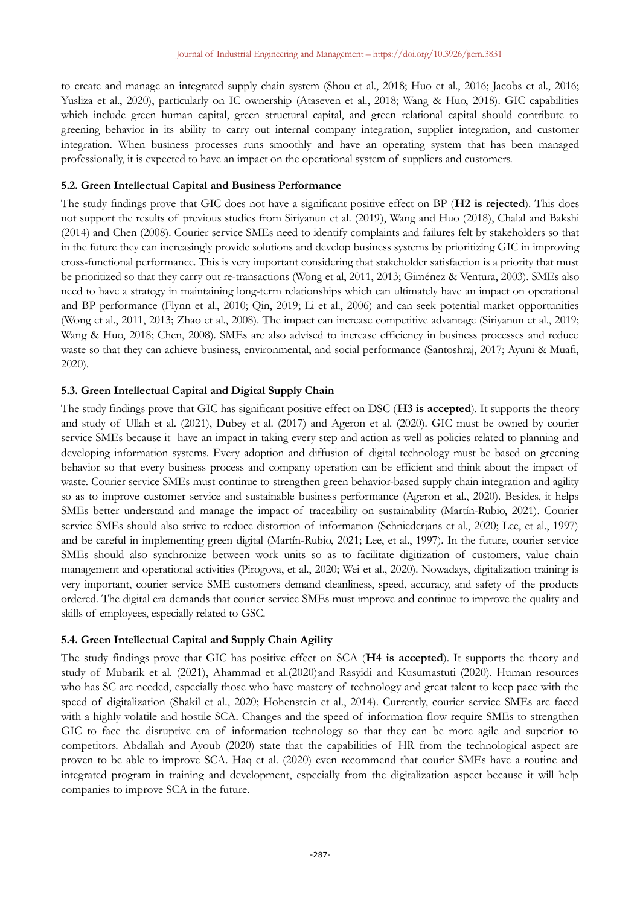to create and manage an integrated supply chain system (Shou et al., 2018; Huo et al., 2016; Jacobs et al., 2016; Yusliza et al., 2020), particularly on IC ownership (Ataseven et al., 2018; Wang & Huo, 2018). GIC capabilities which include green human capital, green structural capital, and green relational capital should contribute to greening behavior in its ability to carry out internal company integration, supplier integration, and customer integration. When business processes runs smoothly and have an operating system that has been managed professionally, it is expected to have an impact on the operational system of suppliers and customers.

### 5.2. Green Intellectual Capital and Business Performance

The study findings prove that GIC does not have a significant positive effect on BP (**H2 is rejected**). This does not support the results of previous studies from Siriyanun et al. (2019), Wang and Huo (2018), Chalal and Bakshi (2014) and Chen (2008). Courier service SMEs need to identify complaints and failures felt by stakeholders so that in the future they can increasingly provide solutions and develop business systems by prioritizing GIC in improving cross-functional performance. This is very important considering that stakeholder satisfaction is a priority that must be prioritized so that they carry out re-transactions (Wong et al, 2011, 2013; Giménez & Ventura, 2003). SMEs also need to have a strategy in maintaining long-term relationships which can ultimately have an impact on operational and BP performance (Flynn et al., 2010; Qin, 2019; Li et al., 2006) and can seek potential market opportunities (Wong et al., 2011, 2013; Zhao et al., 2008). The impact can increase competitive advantage (Siriyanun et al., 2019; Wang & Huo, 2018; Chen, 2008). SMEs are also advised to increase efficiency in business processes and reduce waste so that they can achieve business, environmental, and social performance (Santoshraj, 2017; Ayuni & Muafi, 2020).

### 5.3. Green Intellectual Capital and Digital Supply Chain

The study findings prove that GIC has significant positive effect on DSC (**H3 is accepted**). It supports the theory and study of Ullah et al. (2021), Dubey et al. (2017) and Ageron et al. (2020). GIC must be owned by courier service SMEs because it have an impact in taking every step and action as well as policies related to planning and developing information systems. Every adoption and diffusion of digital technology must be based on greening behavior so that every business process and company operation can be efficient and think about the impact of waste. Courier service SMEs must continue to strengthen green behavior-based supply chain integration and agility so as to improve customer service and sustainable business performance (Ageron et al., 2020). Besides, it helps SMEs better understand and manage the impact of traceability on sustainability (Martín-Rubio, 2021). Courier service SMEs should also strive to reduce distortion of information (Schniederjans et al., 2020; Lee, et al., 1997) and be careful in implementing green digital (Martín-Rubio, 2021; Lee, et al., 1997). In the future, courier service SMEs should also synchronize between work units so as to facilitate digitization of customers, value chain management and operational activities (Pirogova, et al., 2020; Wei et al., 2020). Nowadays, digitalization training is very important, courier service SME customers demand cleanliness, speed, accuracy, and safety of the products ordered. The digital era demands that courier service SMEs must improve and continue to improve the quality and skills of employees, especially related to GSC.

### 5.4. Green Intellectual Capital and Supply Chain Agility

The study findings prove that GIC has positive effect on SCA (**H4 is accepted**). It supports the theory and study of Mubarik et al. (2021), Ahammad et al.(2020)and Rasyidi and Kusumastuti (2020). Human resources who has SC are needed, especially those who have mastery of technology and great talent to keep pace with the speed of digitalization (Shakil et al., 2020; Hohenstein et al., 2014). Currently, courier service SMEs are faced with a highly volatile and hostile SCA. Changes and the speed of information flow require SMEs to strengthen GIC to face the disruptive era of information technology so that they can be more agile and superior to competitors. Abdallah and Ayoub (2020) state that the capabilities of HR from the technological aspect are proven to be able to improve SCA. Haq et al. (2020) even recommend that courier SMEs have a routine and integrated program in training and development, especially from the digitalization aspect because it will help companies to improve SCA in the future.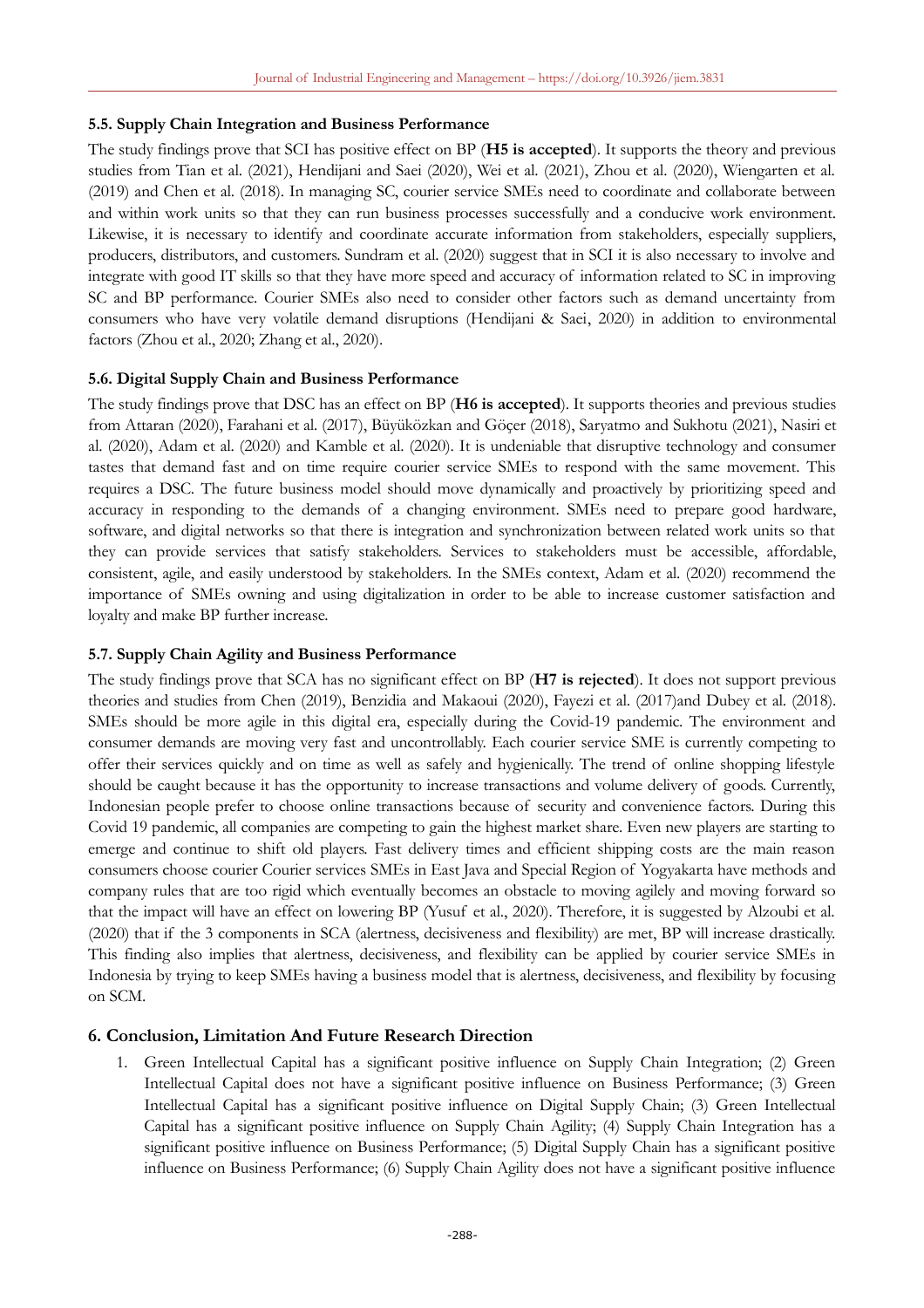### 5.5. Supply Chain Integration and Business Performance

The study findings prove that SCI has positive effect on BP (**H5 is accepted**). It supports the theory and previous studies from Tian et al. (2021), Hendijani and Saei (2020), Wei et al. (2021), Zhou et al. (2020), Wiengarten et al. (2019) and Chen et al. (2018). In managing SC, courier service SMEs need to coordinate and collaborate between and within work units so that they can run business processes successfully and a conducive work environment. Likewise, it is necessary to identify and coordinate accurate information from stakeholders, especially suppliers, producers, distributors, and customers. Sundram et al. (2020) suggest that in SCI it is also necessary to involve and integrate with good IT skills so that they have more speed and accuracy of information related to SC in improving SC and BP performance. Courier SMEs also need to consider other factors such as demand uncertainty from consumers who have very volatile demand disruptions (Hendijani & Saei, 2020) in addition to environmental factors (Zhou et al., 2020; Zhang et al., 2020).

### 5.6. Digital Supply Chain and Business Performance

The study findings prove that DSC has an effect on BP (**H6 is accepted**). It supports theories and previous studies from Attaran (2020), Farahani et al. (2017), Büyüközkan and Göçer (2018), Saryatmo and Sukhotu (2021), Nasiri et al. (2020), Adam et al. (2020) and Kamble et al. (2020). It is undeniable that disruptive technology and consumer tastes that demand fast and on time require courier service SMEs to respond with the same movement. This requires a DSC. The future business model should move dynamically and proactively by prioritizing speed and accuracy in responding to the demands of a changing environment. SMEs need to prepare good hardware, software, and digital networks so that there is integration and synchronization between related work units so that they can provide services that satisfy stakeholders. Services to stakeholders must be accessible, affordable, consistent, agile, and easily understood by stakeholders. In the SMEs context, Adam et al. (2020) recommend the importance of SMEs owning and using digitalization in order to be able to increase customer satisfaction and loyalty and make BP further increase.

### 5.7. Supply Chain Agility and Business Performance

The study findings prove that SCA has no significant effect on BP (**H7 is rejected**). It does not support previous theories and studies from Chen (2019), Benzidia and Makaoui (2020), Fayezi et al. (2017)and Dubey et al. (2018). SMEs should be more agile in this digital era, especially during the Covid-19 pandemic. The environment and consumer demands are moving very fast and uncontrollably. Each courier service SME is currently competing to offer their services quickly and on time as well as safely and hygienically. The trend of online shopping lifestyle should be caught because it has the opportunity to increase transactions and volume delivery of goods. Currently, Indonesian people prefer to choose online transactions because of security and convenience factors. During this Covid 19 pandemic, all companies are competing to gain the highest market share. Even new players are starting to emerge and continue to shift old players. Fast delivery times and efficient shipping costs are the main reason consumers choose courier Courier services SMEs in East Java and Special Region of Yogyakarta have methods and company rules that are too rigid which eventually becomes an obstacle to moving agilely and moving forward so that the impact will have an effect on lowering BP (Yusuf et al., 2020). Therefore, it is suggested by Alzoubi et al. (2020) that if the 3 components in SCA (alertness, decisiveness and flexibility) are met, BP will increase drastically. This finding also implies that alertness, decisiveness, and flexibility can be applied by courier service SMEs in Indonesia by trying to keep SMEs having a business model that is alertness, decisiveness, and flexibility by focusing on SCM.

## 6. Conclusion, Limitation And Future Research Direction

1. Green Intellectual Capital has a significant positive influence on Supply Chain Integration; (2) Green Intellectual Capital does not have a significant positive influence on Business Performance; (3) Green Intellectual Capital has a significant positive influence on Digital Supply Chain; (3) Green Intellectual Capital has a significant positive influence on Supply Chain Agility; (4) Supply Chain Integration has a significant positive influence on Business Performance; (5) Digital Supply Chain has a significant positive influence on Business Performance; (6) Supply Chain Agility does not have a significant positive influence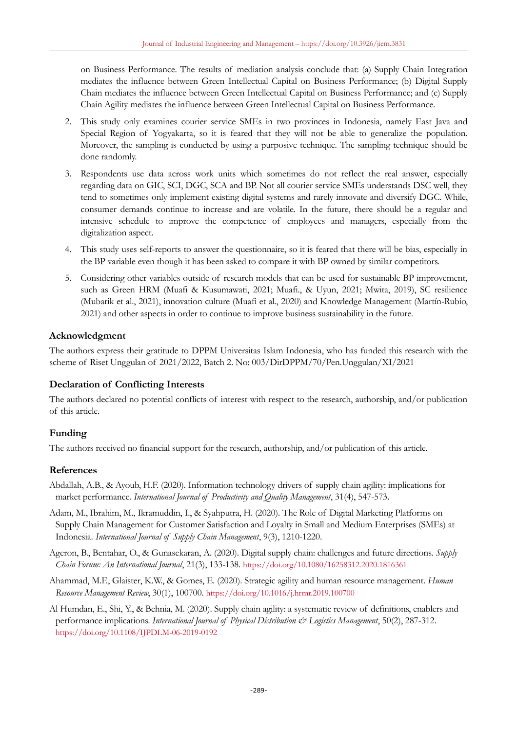on Business Performance. The results of mediation analysis conclude that: (a) Supply Chain Integration mediates the influence between Green Intellectual Capital on Business Performance; (b) Digital Supply Chain mediates the influence between Green Intellectual Capital on Business Performance; and (c) Supply Chain Agility mediates the influence between Green Intellectual Capital on Business Performance.

2. This study only examines courier service SMEs in two provinces in Indonesia, namely East Java and Special Region of Yogyakarta, so it is feared that they will not be able to generalize the population. Moreover, the sampling is conducted by using a purposive technique. The sampling technique should be done randomly.
3. Respondents use data across work units which sometimes do not reflect the real answer, especially regarding data on GIC, SCI, DGC, SCA and BP. Not all courier service SMEs understands DSC well, they tend to sometimes only implement existing digital systems and rarely innovate and diversify DGC. While, consumer demands continue to increase and are volatile. In the future, there should be a regular and intensive schedule to improve the competence of employees and managers, especially from the digitalization aspect.
4. This study uses self-reports to answer the questionnaire, so it is feared that there will be bias, especially in the BP variable even though it has been asked to compare it with BP owned by similar competitors.
5. Considering other variables outside of research models that can be used for sustainable BP improvement, such as Green HRM (Muafi & Kusumawati, 2021; Muafi., & Uyun, 2021; Mwita, 2019), SC resilience (Mubarik et al., 2021), innovation culture (Muafi et al., 2020) and Knowledge Management (Martín-Rubio, 2021) and other aspects in order to continue to improve business sustainability in the future.

## Acknowledgment

The authors express their gratitude to DPPM Universitas Islam Indonesia, who has funded this research with the scheme of Riset Unggulan of 2021/2022, Batch 2. No: 003/DirDPPM/70/Pen.Unggulan/XI/2021

## Declaration of Conflicting Interests

The authors declared no potential conflicts of interest with respect to the research, authorship, and/or publication of this article.

## Funding

The authors received no financial support for the research, authorship, and/or publication of this article.

## References

Abdallah, A.B., & Ayoub, H.F. (2020). Information technology drivers of supply chain agility: implications for market performance. *International Journal of Productivity and Quality Management*, 31(4), 547-573.

Adam, M., Ibrahim, M., Ikramuddin, I., & Syahputra, H. (2020). The Role of Digital Marketing Platforms on Supply Chain Management for Customer Satisfaction and Loyalty in Small and Medium Enterprises (SMEs) at Indonesia. *International Journal of Supply Chain Management*, 9(3), 1210-1220.

Ageron, B., Bentahar, O., & Gunasekaran, A. (2020). Digital supply chain: challenges and future directions. *Supply Chain Forum: An International Journal*, 21(3), 133-138. https://doi.org/10.1080/16258312.2020.1816361

Ahammad, M.F., Glaister, K.W., & Gomes, E. (2020). Strategic agility and human resource management. *Human Resource Management Review*, 30(1), 100700. https://doi.org/10.1016/j.hrmr.2019.100700

Al Humdan, E., Shi, Y., & Behnia, M. (2020). Supply chain agility: a systematic review of definitions, enablers and performance implications. *International Journal of Physical Distribution & Logistics Management*, 50(2), 287-312. https://doi.org/10.1108/IJPDLM-06-2019-0192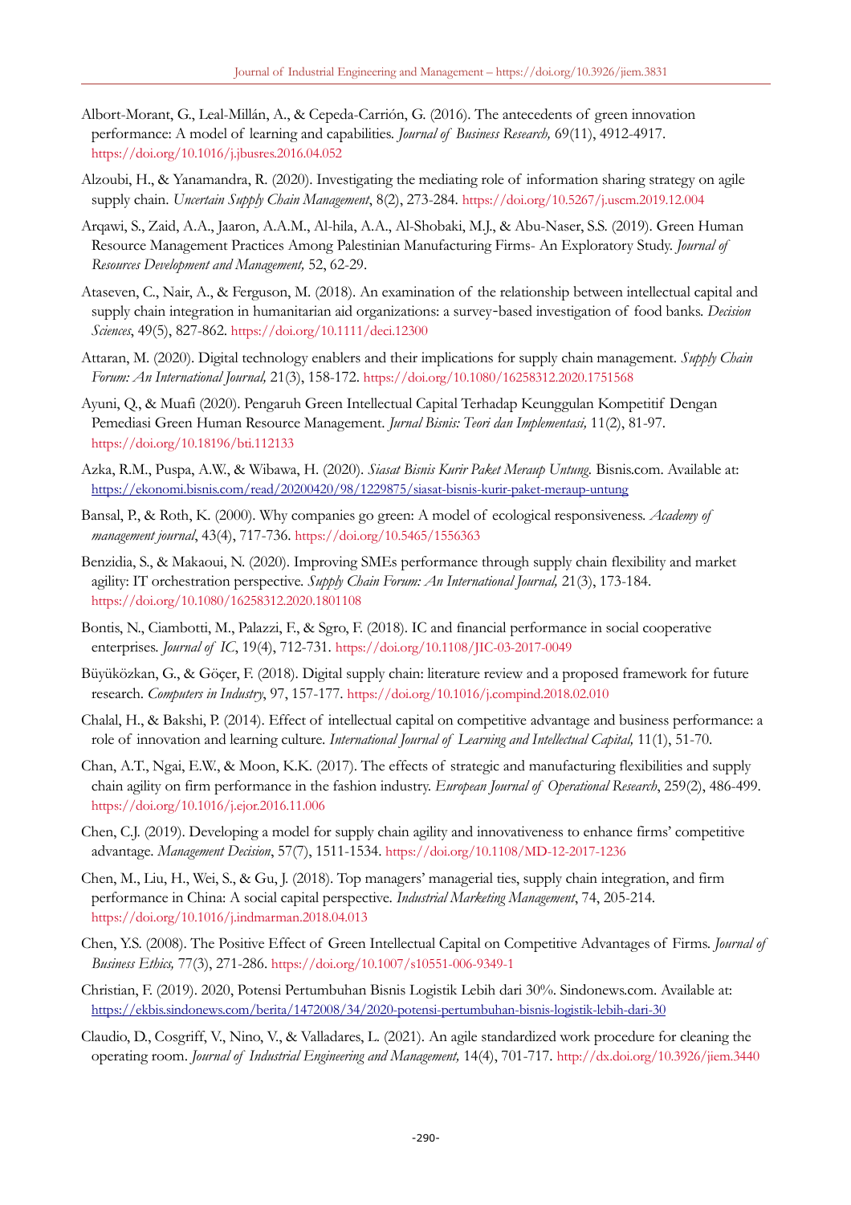Albort-Morant, G., Leal-Millán, A., & Cepeda-Carrión, G. (2016). The antecedents of green innovation performance: A model of learning and capabilities. *Journal of Business Research,* 69(11), 4912-4917. https://doi.org/10.1016/j.jbusres.2016.04.052

Alzoubi, H., & Yanamandra, R. (2020). Investigating the mediating role of information sharing strategy on agile supply chain. *Uncertain Supply Chain Management*, 8(2), 273-284. https://doi.org/10.5267/j.uscm.2019.12.004

Arqawi, S., Zaid, A.A., Jaaron, A.A.M., Al-hila, A.A., Al-Shobaki, M.J., & Abu-Naser, S.S. (2019). Green Human Resource Management Practices Among Palestinian Manufacturing Firms- An Exploratory Study. *Journal of Resources Development and Management,* 52, 62-29.

Ataseven, C., Nair, A., & Ferguson, M. (2018). An examination of the relationship between intellectual capital and supply chain integration in humanitarian aid organizations: a survey‐based investigation of food banks. *Decision Sciences*, 49(5), 827-862. https://doi.org/10.1111/deci.12300

Attaran, M. (2020). Digital technology enablers and their implications for supply chain management. *Supply Chain Forum: An International Journal,* 21(3), 158-172. https://doi.org/10.1080/16258312.2020.1751568

Ayuni, Q., & Muafi (2020). Pengaruh Green Intellectual Capital Terhadap Keunggulan Kompetitif Dengan Pemediasi Green Human Resource Management. *Jurnal Bisnis: Teori dan Implementasi,* 11(2), 81-97. https://doi.org/10.18196/bti.112133

Azka, R.M., Puspa, A.W., & Wibawa, H. (2020). *Siasat Bisnis Kurir Paket Meraup Untung*. Bisnis.com. Available at: https://ekonomi.bisnis.com/read/20200420/98/1229875/siasat-bisnis-kurir-paket-meraup-untung

Bansal, P., & Roth, K. (2000). Why companies go green: A model of ecological responsiveness. *Academy of management journal*, 43(4), 717-736. https://doi.org/10.5465/1556363

Benzidia, S., & Makaoui, N. (2020). Improving SMEs performance through supply chain flexibility and market agility: IT orchestration perspective. *Supply Chain Forum: An International Journal,* 21(3), 173-184. https://doi.org/10.1080/16258312.2020.1801108

Bontis, N., Ciambotti, M., Palazzi, F., & Sgro, F. (2018). IC and financial performance in social cooperative enterprises. *Journal of IC*, 19(4), 712-731. https://doi.org/10.1108/JIC-03-2017-0049

Büyüközkan, G., & Göçer, F. (2018). Digital supply chain: literature review and a proposed framework for future research. *Computers in Industry*, 97, 157-177. https://doi.org/10.1016/j.compind.2018.02.010

Chalal, H., & Bakshi, P. (2014). Effect of intellectual capital on competitive advantage and business performance: a role of innovation and learning culture. *International Journal of Learning and Intellectual Capital,* 11(1), 51-70.

Chan, A.T., Ngai, E.W., & Moon, K.K. (2017). The effects of strategic and manufacturing flexibilities and supply chain agility on firm performance in the fashion industry. *European Journal of Operational Research*, 259(2), 486-499. https://doi.org/10.1016/j.ejor.2016.11.006

Chen, C.J. (2019). Developing a model for supply chain agility and innovativeness to enhance firms' competitive advantage. *Management Decision*, 57(7), 1511-1534. https://doi.org/10.1108/MD-12-2017-1236

Chen, M., Liu, H., Wei, S., & Gu, J. (2018). Top managers' managerial ties, supply chain integration, and firm performance in China: A social capital perspective. *Industrial Marketing Management*, 74, 205-214. https://doi.org/10.1016/j.indmarman.2018.04.013

Chen, Y.S. (2008). The Positive Effect of Green Intellectual Capital on Competitive Advantages of Firms. *Journal of Business Ethics,* 77(3), 271-286. https://doi.org/10.1007/s10551-006-9349-1

Christian, F. (2019). 2020, Potensi Pertumbuhan Bisnis Logistik Lebih dari 30%. Sindonews.com. Available at: https://ekbis.sindonews.com/berita/1472008/34/2020-potensi-pertumbuhan-bisnis-logistik-lebih-dari-30

Claudio, D., Cosgriff, V., Nino, V., & Valladares, L. (2021). An agile standardized work procedure for cleaning the operating room. *Journal of Industrial Engineering and Management,* 14(4), 701-717. http://dx.doi.org/10.3926/jiem.3440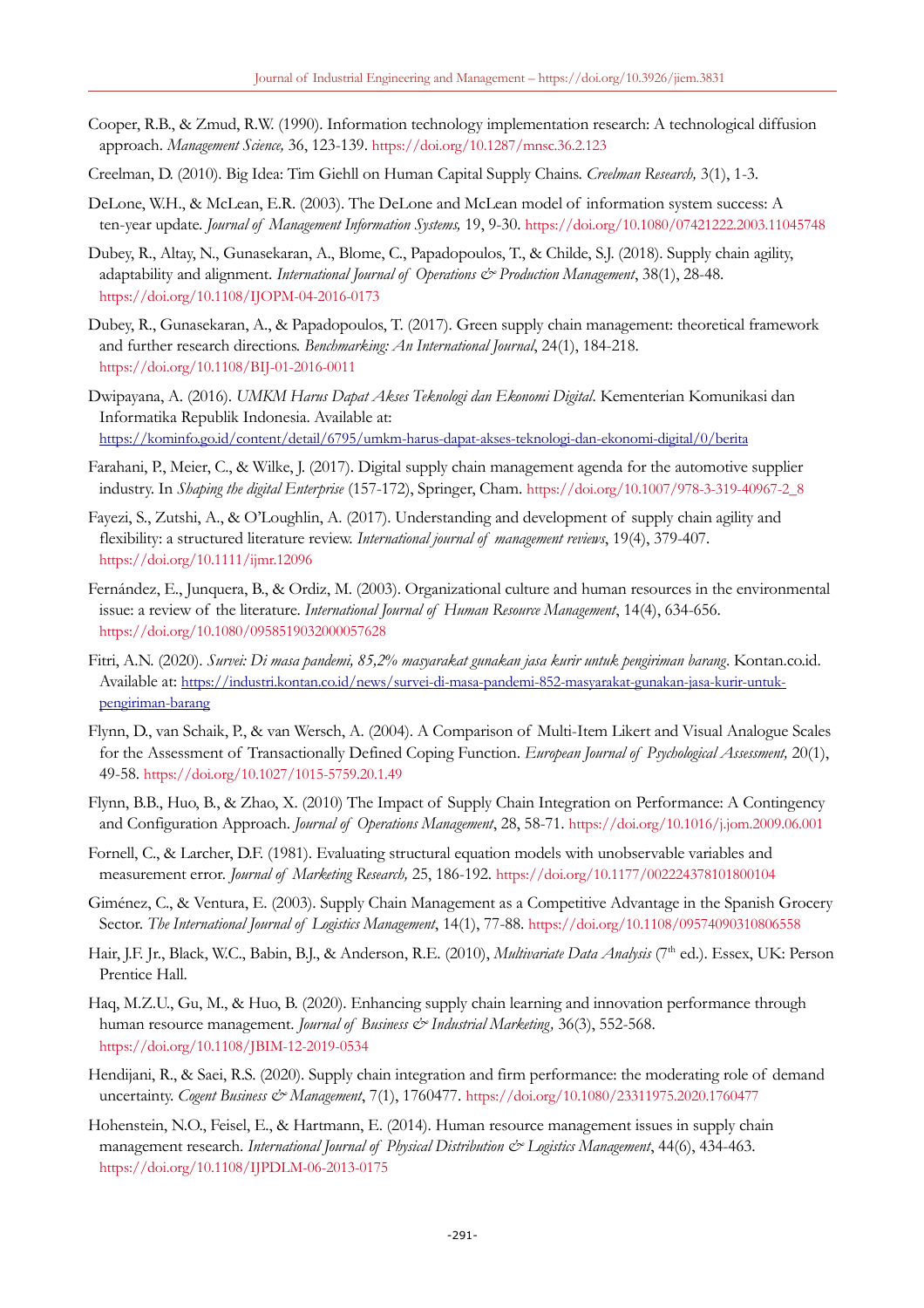Cooper, R.B., & Zmud, R.W. (1990). Information technology implementation research: A technological diffusion approach. *Management Science,* 36, 123-139. https://doi.org/10.1287/mnsc.36.2.123

Creelman, D. (2010). Big Idea: Tim Giehll on Human Capital Supply Chains. *Creelman Research,* 3(1), 1-3.

DeLone, W.H., & McLean, E.R. (2003). The DeLone and McLean model of information system success: A ten-year update. *Journal of Management Information Systems,* 19, 9-30. https://doi.org/10.1080/07421222.2003.11045748

Dubey, R., Altay, N., Gunasekaran, A., Blome, C., Papadopoulos, T., & Childe, S.J. (2018). Supply chain agility, adaptability and alignment. *International Journal of Operations & Production Management*, 38(1), 28-48. https://doi.org/10.1108/IJOPM-04-2016-0173

Dubey, R., Gunasekaran, A., & Papadopoulos, T. (2017). Green supply chain management: theoretical framework and further research directions. *Benchmarking: An International Journal*, 24(1), 184-218. https://doi.org/10.1108/BIJ-01-2016-0011

Dwipayana, A. (2016). *UMKM Harus Dapat Akses Teknologi dan Ekonomi Digital*. Kementerian Komunikasi dan Informatika Republik Indonesia. Available at: https://kominfo.go.id/content/detail/6795/umkm-harus-dapat-akses-teknologi-dan-ekonomi-digital/0/berita

Farahani, P., Meier, C., & Wilke, J. (2017). Digital supply chain management agenda for the automotive supplier industry. In *Shaping the digital Enterprise* (157-172), Springer, Cham. https://doi.org/10.1007/978-3-319-40967-2_8

Fayezi, S., Zutshi, A., & O'Loughlin, A. (2017). Understanding and development of supply chain agility and flexibility: a structured literature review. *International journal of management reviews*, 19(4), 379-407. https://doi.org/10.1111/ijmr.12096

Fernández, E., Junquera, B., & Ordiz, M. (2003). Organizational culture and human resources in the environmental issue: a review of the literature. *International Journal of Human Resource Management*, 14(4), 634-656. https://doi.org/10.1080/0958519032000057628

Fitri, A.N. (2020). *Survei: Di masa pandemi, 85,2% masyarakat gunakan jasa kurir untuk pengiriman barang*. Kontan.co.id. Available at: https://industri.kontan.co.id/news/survei-di-masa-pandemi-852-masyarakat-gunakan-jasa-kurir-untuk-pengiriman-barang

Flynn, D., van Schaik, P., & van Wersch, A. (2004). A Comparison of Multi-Item Likert and Visual Analogue Scales for the Assessment of Transactionally Defined Coping Function. *European Journal of Psychological Assessment,* 20(1), 49-58. https://doi.org/10.1027/1015-5759.20.1.49

Flynn, B.B., Huo, B., & Zhao, X. (2010) The Impact of Supply Chain Integration on Performance: A Contingency and Configuration Approach. *Journal of Operations Management*, 28, 58-71. https://doi.org/10.1016/j.jom.2009.06.001

Fornell, C., & Larcher, D.F. (1981). Evaluating structural equation models with unobservable variables and measurement error. *Journal of Marketing Research,* 25, 186-192. https://doi.org/10.1177/002224378101800104

Giménez, C., & Ventura, E. (2003). Supply Chain Management as a Competitive Advantage in the Spanish Grocery Sector. *The International Journal of Logistics Management*, 14(1), 77-88. https://doi.org/10.1108/09574090310806558

Hair, J.F. Jr., Black, W.C., Babin, B.J., & Anderson, R.E. (2010), *Multivariate Data Analysis* (7th ed.). Essex, UK: Person Prentice Hall.

Haq, M.Z.U., Gu, M., & Huo, B. (2020). Enhancing supply chain learning and innovation performance through human resource management. *Journal of Business & Industrial Marketing,* 36(3), 552-568. https://doi.org/10.1108/JBIM-12-2019-0534

Hendijani, R., & Saei, R.S. (2020). Supply chain integration and firm performance: the moderating role of demand uncertainty. *Cogent Business & Management*, 7(1), 1760477. https://doi.org/10.1080/23311975.2020.1760477

Hohenstein, N.O., Feisel, E., & Hartmann, E. (2014). Human resource management issues in supply chain management research. *International Journal of Physical Distribution & Logistics Management*, 44(6), 434-463. https://doi.org/10.1108/IJPDLM-06-2013-0175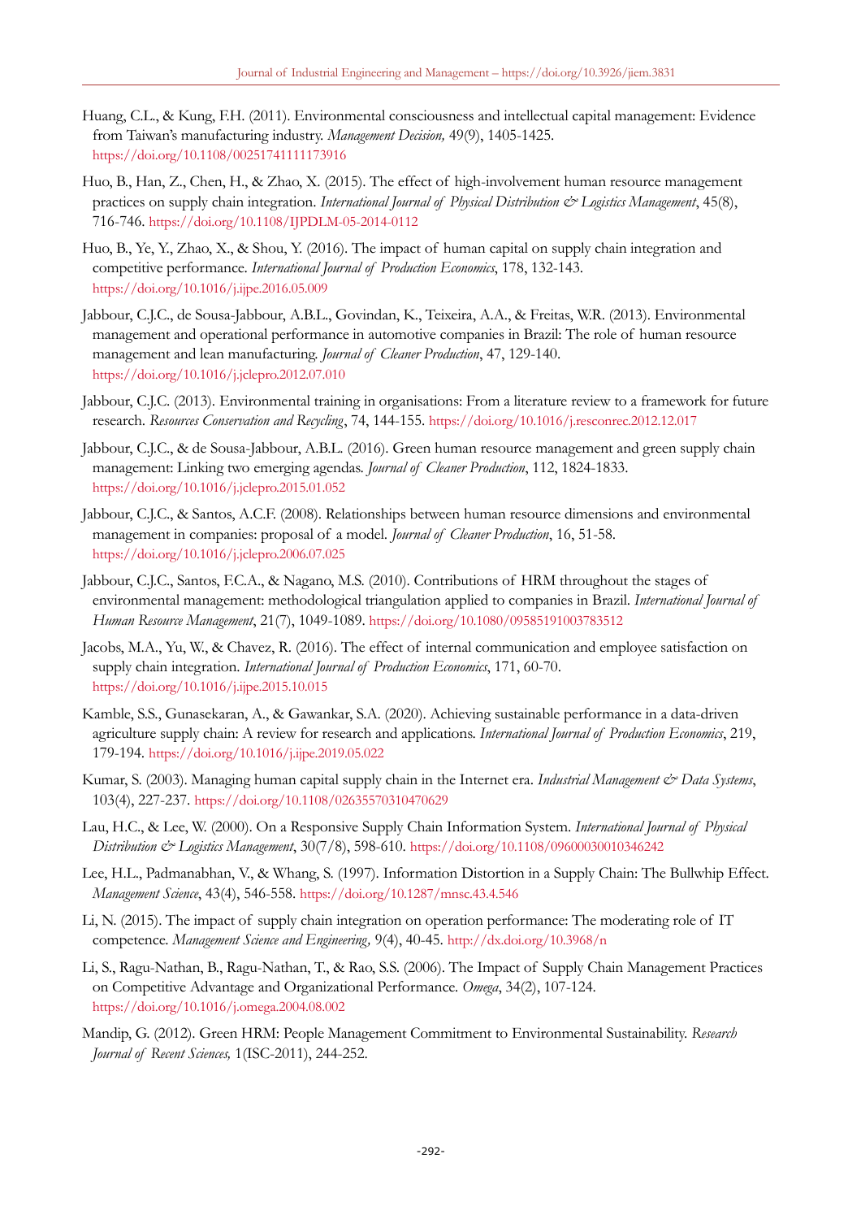Huang, C.L., & Kung, F.H. (2011). Environmental consciousness and intellectual capital management: Evidence from Taiwan's manufacturing industry. *Management Decision,* 49(9), 1405-1425. https://doi.org/10.1108/00251741111173916

Huo, B., Han, Z., Chen, H., & Zhao, X. (2015). The effect of high-involvement human resource management practices on supply chain integration. *International Journal of Physical Distribution & Logistics Management*, 45(8), 716-746. https://doi.org/10.1108/IJPDLM-05-2014-0112

Huo, B., Ye, Y., Zhao, X., & Shou, Y. (2016). The impact of human capital on supply chain integration and competitive performance. *International Journal of Production Economics*, 178, 132-143. https://doi.org/10.1016/j.ijpe.2016.05.009

Jabbour, C.J.C., de Sousa-Jabbour, A.B.L., Govindan, K., Teixeira, A.A., & Freitas, W.R. (2013). Environmental management and operational performance in automotive companies in Brazil: The role of human resource management and lean manufacturing. *Journal of Cleaner Production*, 47, 129-140. https://doi.org/10.1016/j.jclepro.2012.07.010

Jabbour, C.J.C. (2013). Environmental training in organisations: From a literature review to a framework for future research. *Resources Conservation and Recycling*, 74, 144-155. https://doi.org/10.1016/j.resconrec.2012.12.017

Jabbour, C.J.C., & de Sousa-Jabbour, A.B.L. (2016). Green human resource management and green supply chain management: Linking two emerging agendas. *Journal of Cleaner Production*, 112, 1824-1833. https://doi.org/10.1016/j.jclepro.2015.01.052

Jabbour, C.J.C., & Santos, A.C.F. (2008). Relationships between human resource dimensions and environmental management in companies: proposal of a model. *Journal of Cleaner Production*, 16, 51-58. https://doi.org/10.1016/j.jclepro.2006.07.025

Jabbour, C.J.C., Santos, F.C.A., & Nagano, M.S. (2010). Contributions of HRM throughout the stages of environmental management: methodological triangulation applied to companies in Brazil. *International Journal of Human Resource Management*, 21(7), 1049-1089. https://doi.org/10.1080/09585191003783512

Jacobs, M.A., Yu, W., & Chavez, R. (2016). The effect of internal communication and employee satisfaction on supply chain integration. *International Journal of Production Economics*, 171, 60-70. https://doi.org/10.1016/j.ijpe.2015.10.015

Kamble, S.S., Gunasekaran, A., & Gawankar, S.A. (2020). Achieving sustainable performance in a data-driven agriculture supply chain: A review for research and applications. *International Journal of Production Economics*, 219, 179-194. https://doi.org/10.1016/j.ijpe.2019.05.022

Kumar, S. (2003). Managing human capital supply chain in the Internet era. *Industrial Management & Data Systems*, 103(4), 227-237. https://doi.org/10.1108/02635570310470629

Lau, H.C., & Lee, W. (2000). On a Responsive Supply Chain Information System. *International Journal of Physical Distribution & Logistics Management*, 30(7/8), 598-610. https://doi.org/10.1108/09600030010346242

Lee, H.L., Padmanabhan, V., & Whang, S. (1997). Information Distortion in a Supply Chain: The Bullwhip Effect. *Management Science*, 43(4), 546-558. https://doi.org/10.1287/mnsc.43.4.546

Li, N. (2015). The impact of supply chain integration on operation performance: The moderating role of IT competence. *Management Science and Engineering,* 9(4), 40-45. http://dx.doi.org/10.3968/n

Li, S., Ragu-Nathan, B., Ragu-Nathan, T., & Rao, S.S. (2006). The Impact of Supply Chain Management Practices on Competitive Advantage and Organizational Performance. *Omega*, 34(2), 107-124. https://doi.org/10.1016/j.omega.2004.08.002

Mandip, G. (2012). Green HRM: People Management Commitment to Environmental Sustainability. *Research Journal of Recent Sciences,* 1(ISC-2011), 244-252.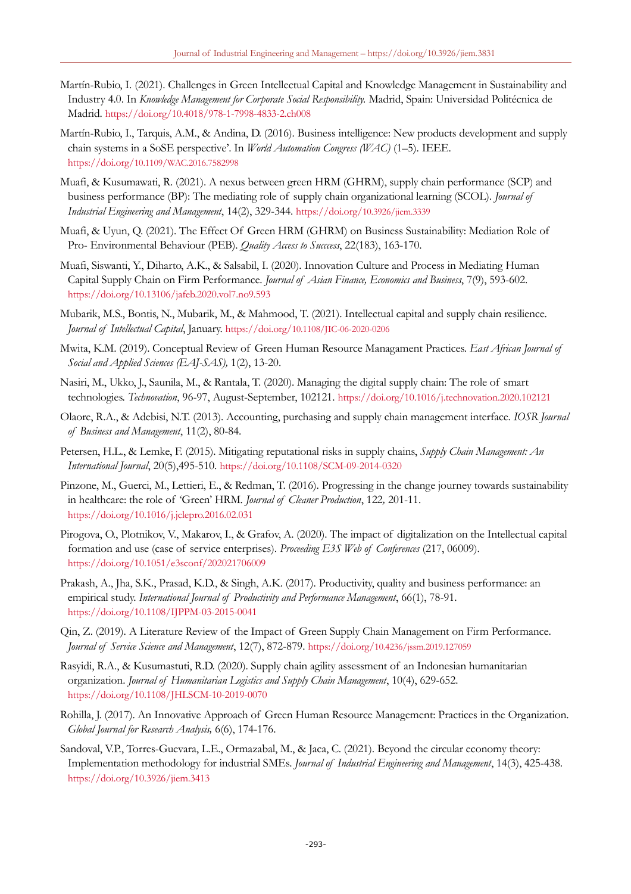Martín-Rubio, I. (2021). Challenges in Green Intellectual Capital and Knowledge Management in Sustainability and Industry 4.0. In *Knowledge Management for Corporate Social Responsibility.* Madrid, Spain: Universidad Politécnica de Madrid. https://doi.org/10.4018/978-1-7998-4833-2.ch008

Martín-Rubio, I., Tarquis, A.M., & Andina, D. (2016). Business intelligence: New products development and supply chain systems in a SoSE perspective'. In *World Automation Congress (WAC)* (1–5). IEEE. https://doi.org/10.1109/WAC.2016.7582998

Muafi, & Kusumawati, R. (2021). A nexus between green HRM (GHRM), supply chain performance (SCP) and business performance (BP): The mediating role of supply chain organizational learning (SCOL). *Journal of Industrial Engineering and Management*, 14(2), 329-344. https://doi.org/10.3926/jiem.3339

Muafi, & Uyun, Q. (2021). The Effect Of Green HRM (GHRM) on Business Sustainability: Mediation Role of Pro- Environmental Behaviour (PEB). *Quality Access to Succcess*, 22(183), 163-170.

Muafi, Siswanti, Y., Diharto, A.K., & Salsabil, I. (2020). Innovation Culture and Process in Mediating Human Capital Supply Chain on Firm Performance. *Journal of Asian Finance, Economics and Business*, 7(9), 593-602. https://doi.org/10.13106/jafeb.2020.vol7.no9.593

Mubarik, M.S., Bontis, N., Mubarik, M., & Mahmood, T. (2021). Intellectual capital and supply chain resilience. *Journal of Intellectual Capital*, January. https://doi.org/10.1108/JIC-06-2020-0206

Mwita, K.M. (2019). Conceptual Review of Green Human Resource Managament Practices. *East African Journal of Social and Applied Sciences (EAJ-SAS),* 1(2), 13-20.

Nasiri, M., Ukko, J., Saunila, M., & Rantala, T. (2020). Managing the digital supply chain: The role of smart technologies. *Technovation*, 96-97, August-September, 102121. https://doi.org/10.1016/j.technovation.2020.102121

Olaore, R.A., & Adebisi, N.T. (2013). Accounting, purchasing and supply chain management interface. *IOSR Journal of Business and Management*, 11(2), 80-84.

Petersen, H.L., & Lemke, F. (2015). Mitigating reputational risks in supply chains, *Supply Chain Management: An International Journal*, 20(5),495-510. https://doi.org/10.1108/SCM-09-2014-0320

Pinzone, M., Guerci, M., Lettieri, E., & Redman, T. (2016). Progressing in the change journey towards sustainability in healthcare: the role of 'Green' HRM. *Journal of Cleaner Production*, 122*,* 201-11. https://doi.org/10.1016/j.jclepro.2016.02.031

Pirogova, O., Plotnikov, V., Makarov, I., & Grafov, A. (2020). The impact of digitalization on the Intellectual capital formation and use (case of service enterprises). *Proceeding E3S Web of Conferences* (217, 06009). https://doi.org/10.1051/e3sconf/202021706009

Prakash, A., Jha, S.K., Prasad, K.D., & Singh, A.K. (2017). Productivity, quality and business performance: an empirical study. *International Journal of Productivity and Performance Management*, 66(1), 78-91. https://doi.org/10.1108/IJPPM-03-2015-0041

Qin, Z. (2019). A Literature Review of the Impact of Green Supply Chain Management on Firm Performance. *Journal of Service Science and Management*, 12(7), 872-879. https://doi.org/10.4236/jssm.2019.127059

Rasyidi, R.A., & Kusumastuti, R.D. (2020). Supply chain agility assessment of an Indonesian humanitarian organization. *Journal of Humanitarian Logistics and Supply Chain Management*, 10(4), 629-652. https://doi.org/10.1108/JHLSCM-10-2019-0070

Rohilla, J. (2017). An Innovative Approach of Green Human Resource Management: Practices in the Organization. *Global Journal for Research Analysis,* 6(6), 174-176.

Sandoval, V.P., Torres-Guevara, L.E., Ormazabal, M., & Jaca, C. (2021). Beyond the circular economy theory: Implementation methodology for industrial SMEs. *Journal of Industrial Engineering and Management*, 14(3), 425-438. https://doi.org/10.3926/jiem.3413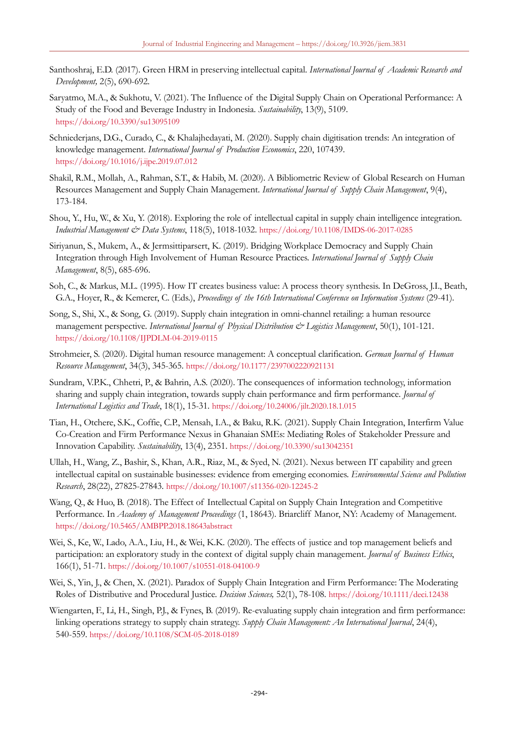Santhoshraj, E.D. (2017). Green HRM in preserving intellectual capital. *International Journal of Academic Research and Development,* 2(5), 690-692.

Saryatmo, M.A., & Sukhotu, V. (2021). The Influence of the Digital Supply Chain on Operational Performance: A Study of the Food and Beverage Industry in Indonesia. *Sustainability*, 13(9), 5109. https://doi.org/10.3390/su13095109

Schniederjans, D.G., Curado, C., & Khalajhedayati, M. (2020). Supply chain digitisation trends: An integration of knowledge management. *International Journal of Production Economics*, 220, 107439. https://doi.org/10.1016/j.ijpe.2019.07.012

Shakil, R.M., Mollah, A., Rahman, S.T., & Habib, M. (2020). A Bibliometric Review of Global Research on Human Resources Management and Supply Chain Management. *International Journal of Supply Chain Management*, 9(4), 173-184.

Shou, Y., Hu, W., & Xu, Y. (2018). Exploring the role of intellectual capital in supply chain intelligence integration. *Industrial Management & Data Systems*, 118(5), 1018-1032. https://doi.org/10.1108/IMDS-06-2017-0285

Siriyanun, S., Mukem, A., & Jermsittiparsert, K. (2019). Bridging Workplace Democracy and Supply Chain Integration through High Involvement of Human Resource Practices. *International Journal of Supply Chain Management*, 8(5), 685-696.

Soh, C., & Markus, M.L. (1995). How IT creates business value: A process theory synthesis. In DeGross, J.I., Beath, G.A., Hoyer, R., & Kemerer, C. (Eds.), *Proceedings of the 16th International Conference on Information Systems* (29-41).

Song, S., Shi, X., & Song, G. (2019). Supply chain integration in omni-channel retailing: a human resource management perspective. *International Journal of Physical Distribution & Logistics Management*, 50(1), 101-121. https://doi.org/10.1108/IJPDLM-04-2019-0115

Strohmeier, S. (2020). Digital human resource management: A conceptual clarification. *German Journal of Human Resource Management*, 34(3), 345-365. https://doi.org/10.1177/2397002220921131

Sundram, V.P.K., Chhetri, P., & Bahrin, A.S. (2020). The consequences of information technology, information sharing and supply chain integration, towards supply chain performance and firm performance. *Journal of International Logistics and Trade*, 18(1), 15-31. https://doi.org/10.24006/jilt.2020.18.1.015

Tian, H., Otchere, S.K., Coffie, C.P., Mensah, I.A., & Baku, R.K. (2021). Supply Chain Integration, Interfirm Value Co-Creation and Firm Performance Nexus in Ghanaian SMEs: Mediating Roles of Stakeholder Pressure and Innovation Capability. *Sustainability*, 13(4), 2351. https://doi.org/10.3390/su13042351

Ullah, H., Wang, Z., Bashir, S., Khan, A.R., Riaz, M., & Syed, N. (2021). Nexus between IT capability and green intellectual capital on sustainable businesses: evidence from emerging economies. *Environmental Science and Pollution Research*, 28(22), 27825-27843. https://doi.org/10.1007/s11356-020-12245-2

Wang, Q., & Huo, B. (2018). The Effect of Intellectual Capital on Supply Chain Integration and Competitive Performance. In *Academy of Management Proceedings* (1, 18643). Briarcliff Manor, NY: Academy of Management. https://doi.org/10.5465/AMBPP.2018.18643abstract

Wei, S., Ke, W., Lado, A.A., Liu, H., & Wei, K.K. (2020). The effects of justice and top management beliefs and participation: an exploratory study in the context of digital supply chain management. *Journal of Business Ethics*, 166(1), 51-71. https://doi.org/10.1007/s10551-018-04100-9

Wei, S., Yin, J., & Chen, X. (2021). Paradox of Supply Chain Integration and Firm Performance: The Moderating Roles of Distributive and Procedural Justice. *Decision Sciences,* 52(1), 78-108. https://doi.org/10.1111/deci.12438

Wiengarten, F., Li, H., Singh, P.J., & Fynes, B. (2019). Re-evaluating supply chain integration and firm performance: linking operations strategy to supply chain strategy. *Supply Chain Management: An International Journal*, 24(4), 540-559. https://doi.org/10.1108/SCM-05-2018-0189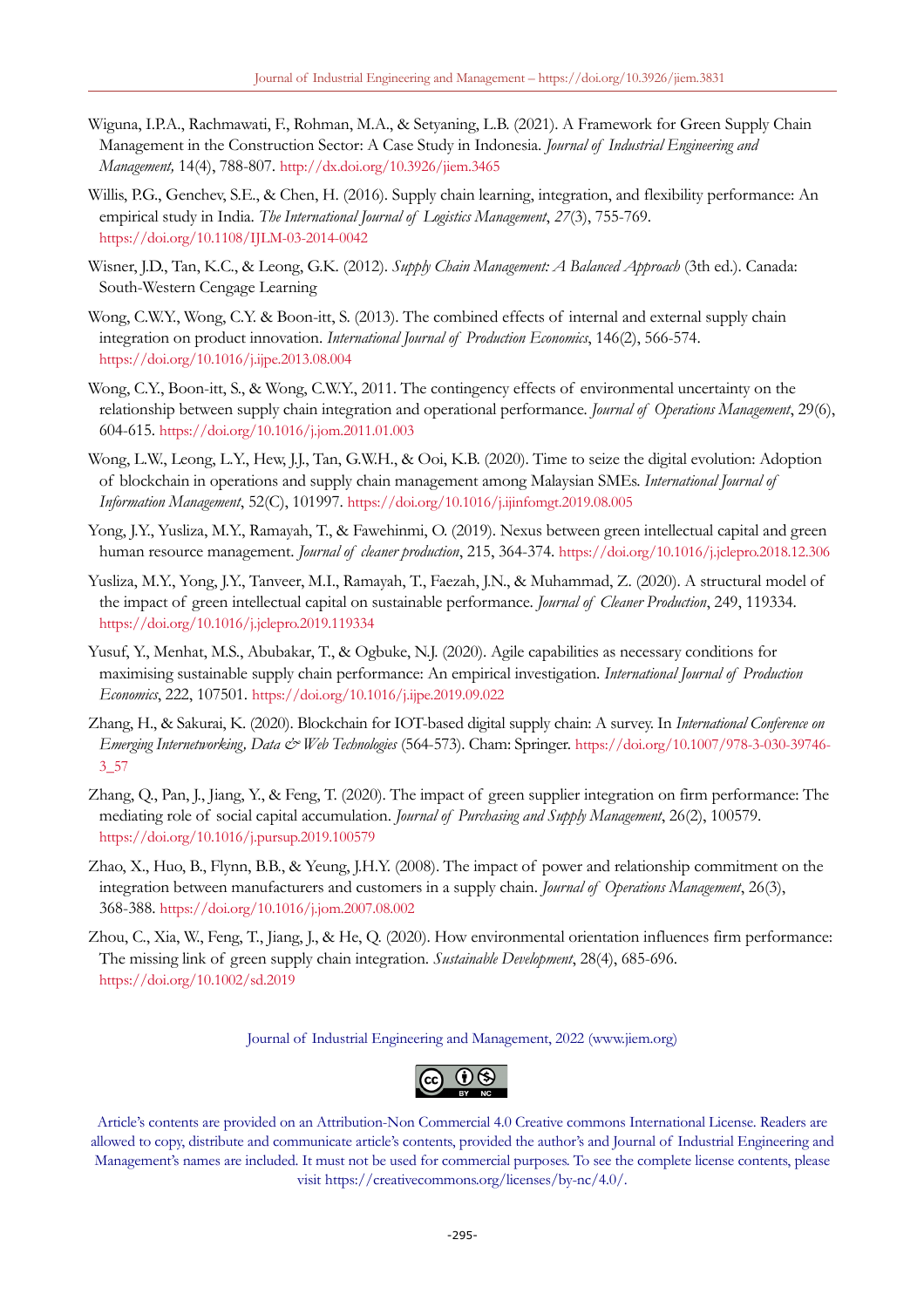Wiguna, I.P.A., Rachmawati, F., Rohman, M.A., & Setyaning, L.B. (2021). A Framework for Green Supply Chain Management in the Construction Sector: A Case Study in Indonesia. *Journal of Industrial Engineering and Management,* 14(4), 788-807. http://dx.doi.org/10.3926/jiem.3465

Willis, P.G., Genchev, S.E., & Chen, H. (2016). Supply chain learning, integration, and flexibility performance: An empirical study in India. *The International Journal of Logistics Management*, *27*(3), 755-769. https://doi.org/10.1108/IJLM-03-2014-0042

Wisner, J.D., Tan, K.C., & Leong, G.K. (2012). *Supply Chain Management: A Balanced Approach* (3th ed.). Canada: South-Western Cengage Learning

Wong, C.W.Y., Wong, C.Y. & Boon-itt, S. (2013). The combined effects of internal and external supply chain integration on product innovation. *International Journal of Production Economics*, 146(2), 566-574. https://doi.org/10.1016/j.ijpe.2013.08.004

Wong, C.Y., Boon-itt, S., & Wong, C.W.Y., 2011. The contingency effects of environmental uncertainty on the relationship between supply chain integration and operational performance. *Journal of Operations Management*, 29(6), 604-615. https://doi.org/10.1016/j.jom.2011.01.003

Wong, L.W., Leong, L.Y., Hew, J.J., Tan, G.W.H., & Ooi, K.B. (2020). Time to seize the digital evolution: Adoption of blockchain in operations and supply chain management among Malaysian SMEs. *International Journal of Information Management*, 52(C), 101997. https://doi.org/10.1016/j.ijinfomgt.2019.08.005

Yong, J.Y., Yusliza, M.Y., Ramayah, T., & Fawehinmi, O. (2019). Nexus between green intellectual capital and green human resource management. *Journal of cleaner production*, 215, 364-374. https://doi.org/10.1016/j.jclepro.2018.12.306

Yusliza, M.Y., Yong, J.Y., Tanveer, M.I., Ramayah, T., Faezah, J.N., & Muhammad, Z. (2020). A structural model of the impact of green intellectual capital on sustainable performance. *Journal of Cleaner Production*, 249, 119334. https://doi.org/10.1016/j.jclepro.2019.119334

Yusuf, Y., Menhat, M.S., Abubakar, T., & Ogbuke, N.J. (2020). Agile capabilities as necessary conditions for maximising sustainable supply chain performance: An empirical investigation. *International Journal of Production Economics*, 222, 107501. https://doi.org/10.1016/j.ijpe.2019.09.022

Zhang, H., & Sakurai, K. (2020). Blockchain for IOT-based digital supply chain: A survey. In *International Conference on Emerging Internetworking, Data & Web Technologies* (564-573). Cham: Springer. https://doi.org/10.1007/978-3-030-39746-3_57

Zhang, Q., Pan, J., Jiang, Y., & Feng, T. (2020). The impact of green supplier integration on firm performance: The mediating role of social capital accumulation. *Journal of Purchasing and Supply Management*, 26(2), 100579. https://doi.org/10.1016/j.pursup.2019.100579

Zhao, X., Huo, B., Flynn, B.B., & Yeung, J.H.Y. (2008). The impact of power and relationship commitment on the integration between manufacturers and customers in a supply chain. *Journal of Operations Management*, 26(3), 368-388. https://doi.org/10.1016/j.jom.2007.08.002

Zhou, C., Xia, W., Feng, T., Jiang, J., & He, Q. (2020). How environmental orientation influences firm performance: The missing link of green supply chain integration. *Sustainable Development*, 28(4), 685-696. https://doi.org/10.1002/sd.2019

Journal of Industrial Engineering and Management, 2022 (www.jiem.org)

Article's contents are provided on an Attribution-Non Commercial 4.0 Creative commons International License. Readers are allowed to copy, distribute and communicate article's contents, provided the author's and Journal of Industrial Engineering and Management's names are included. It must not be used for commercial purposes. To see the complete license contents, please visit https://creativecommons.org/licenses/by-nc/4.0/.